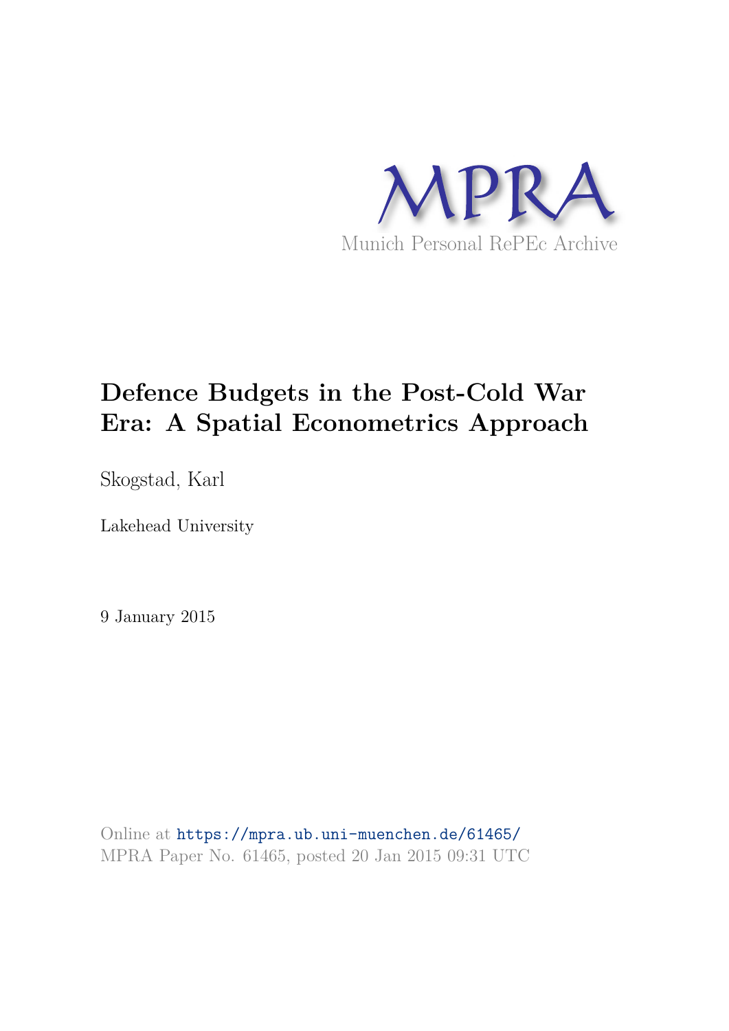MPRA

Munich Personal RePEc Archive

# Defence Budgets in the Post-Cold War Era: A Spatial Econometrics Approach

Skogstad, Karl

Lakehead University

9 January 2015

Online at https://mpra.ub.uni-muenchen.de/61465/
MPRA Paper No. 61465, posted 20 Jan 2015 09:31 UTC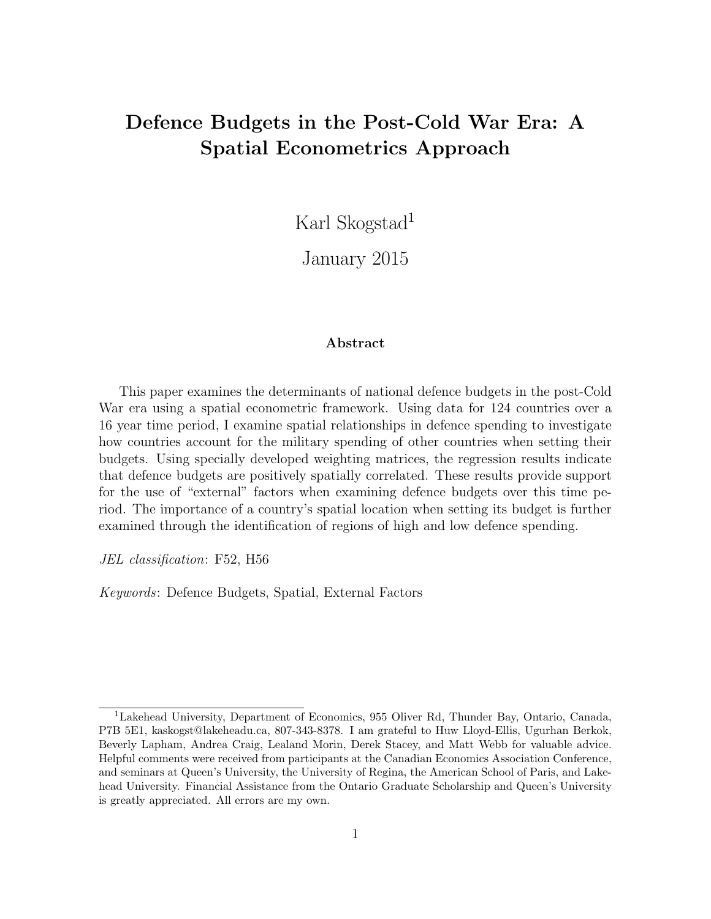# Defence Budgets in the Post-Cold War Era: A Spatial Econometrics Approach

Karl Skogstad[1]

January 2015

### Abstract

This paper examines the determinants of national defence budgets in the post-Cold War era using a spatial econometric framework. Using data for 124 countries over a 16 year time period, I examine spatial relationships in defence spending to investigate how countries account for the military spending of other countries when setting their budgets. Using specially developed weighting matrices, the regression results indicate that defence budgets are positively spatially correlated. These results provide support for the use of "external" factors when examining defence budgets over this time period. The importance of a country's spatial location when setting its budget is further examined through the identification of regions of high and low defence spending.

*JEL classification*: F52, H56

*Keywords*: Defence Budgets, Spatial, External Factors

---

[1] Lakehead University, Department of Economics, 955 Oliver Rd, Thunder Bay, Ontario, Canada, P7B 5E1, kaskogst@lakeheadu.ca, 807-343-8378. I am grateful to Huw Lloyd-Ellis, Ugurhan Berkok, Beverly Lapham, Andrea Craig, Lealand Morin, Derek Stacey, and Matt Webb for valuable advice. Helpful comments were received from participants at the Canadian Economics Association Conference, and seminars at Queen's University, the University of Regina, the American School of Paris, and Lakehead University. Financial Assistance from the Ontario Graduate Scholarship and Queen's University is greatly appreciated. All errors are my own.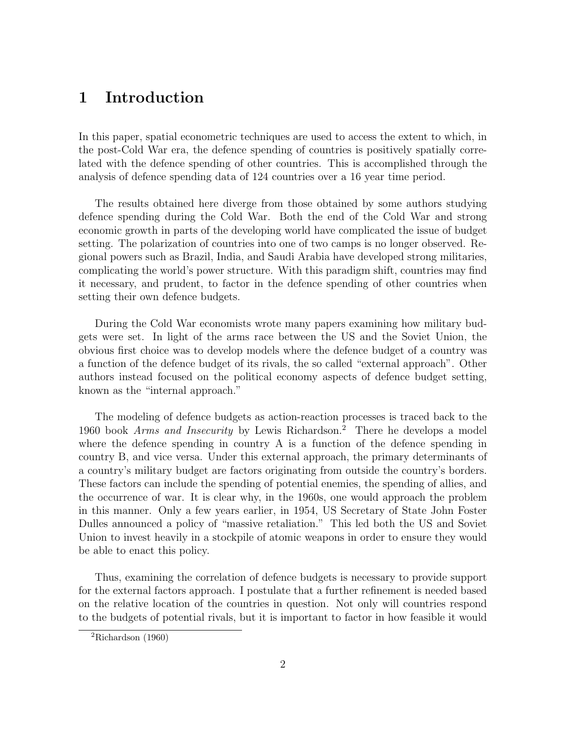# 1 Introduction

In this paper, spatial econometric techniques are used to access the extent to which, in the post-Cold War era, the defence spending of countries is positively spatially correlated with the defence spending of other countries. This is accomplished through the analysis of defence spending data of 124 countries over a 16 year time period.

The results obtained here diverge from those obtained by some authors studying defence spending during the Cold War. Both the end of the Cold War and strong economic growth in parts of the developing world have complicated the issue of budget setting. The polarization of countries into one of two camps is no longer observed. Regional powers such as Brazil, India, and Saudi Arabia have developed strong militaries, complicating the world's power structure. With this paradigm shift, countries may find it necessary, and prudent, to factor in the defence spending of other countries when setting their own defence budgets.

During the Cold War economists wrote many papers examining how military budgets were set. In light of the arms race between the US and the Soviet Union, the obvious first choice was to develop models where the defence budget of a country was a function of the defence budget of its rivals, the so called "external approach". Other authors instead focused on the political economy aspects of defence budget setting, known as the "internal approach."

The modeling of defence budgets as action-reaction processes is traced back to the 1960 book *Arms and Insecurity* by Lewis Richardson.[2] There he develops a model where the defence spending in country A is a function of the defence spending in country B, and vice versa. Under this external approach, the primary determinants of a country's military budget are factors originating from outside the country's borders. These factors can include the spending of potential enemies, the spending of allies, and the occurrence of war. It is clear why, in the 1960s, one would approach the problem in this manner. Only a few years earlier, in 1954, US Secretary of State John Foster Dulles announced a policy of "massive retaliation." This led both the US and Soviet Union to invest heavily in a stockpile of atomic weapons in order to ensure they would be able to enact this policy.

Thus, examining the correlation of defence budgets is necessary to provide support for the external factors approach. I postulate that a further refinement is needed based on the relative location of the countries in question. Not only will countries respond to the budgets of potential rivals, but it is important to factor in how feasible it would

[2] Richardson (1960)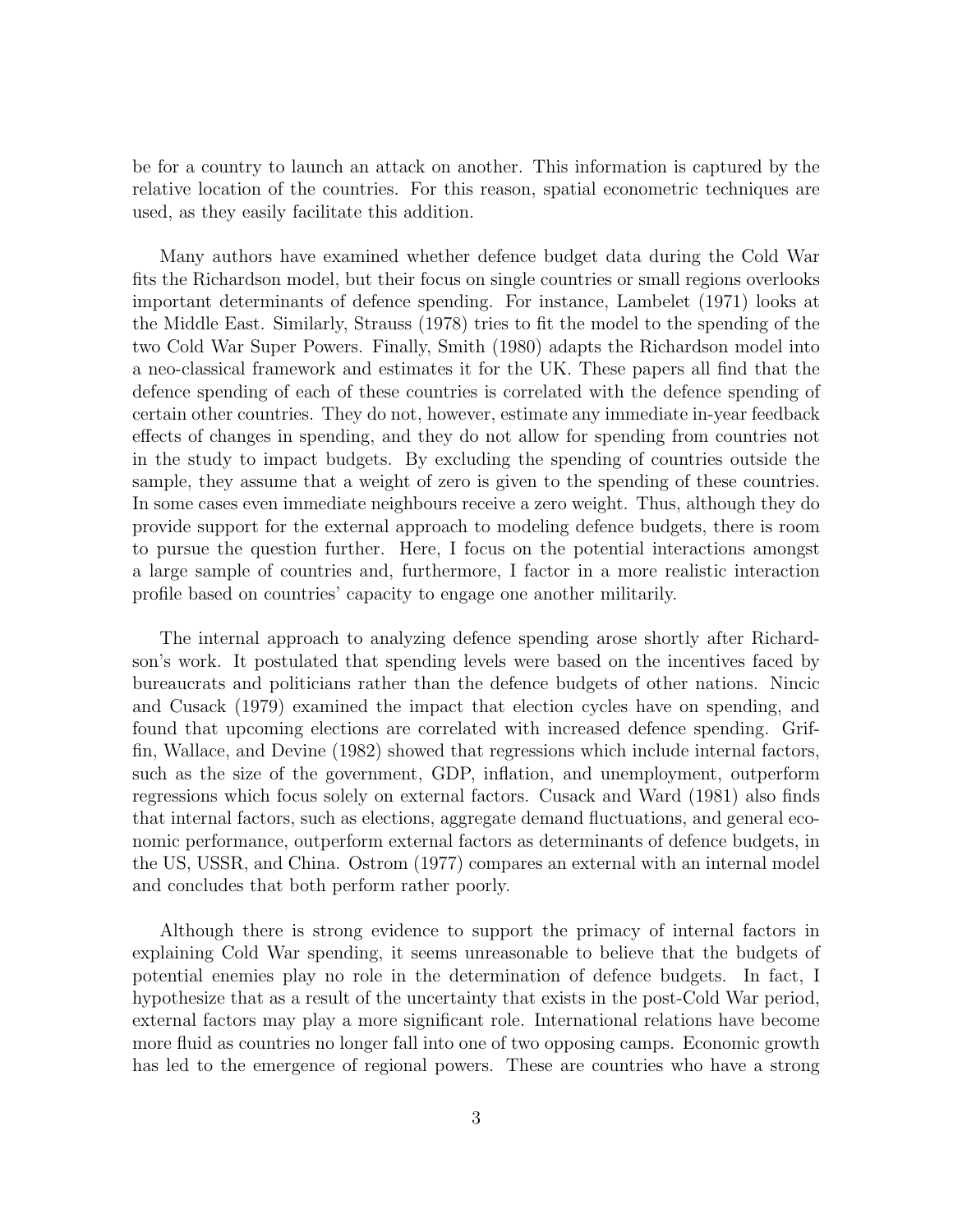be for a country to launch an attack on another. This information is captured by the relative location of the countries. For this reason, spatial econometric techniques are used, as they easily facilitate this addition.

Many authors have examined whether defence budget data during the Cold War fits the Richardson model, but their focus on single countries or small regions overlooks important determinants of defence spending. For instance, Lambelet (1971) looks at the Middle East. Similarly, Strauss (1978) tries to fit the model to the spending of the two Cold War Super Powers. Finally, Smith (1980) adapts the Richardson model into a neo-classical framework and estimates it for the UK. These papers all find that the defence spending of each of these countries is correlated with the defence spending of certain other countries. They do not, however, estimate any immediate in-year feedback effects of changes in spending, and they do not allow for spending from countries not in the study to impact budgets. By excluding the spending of countries outside the sample, they assume that a weight of zero is given to the spending of these countries. In some cases even immediate neighbours receive a zero weight. Thus, although they do provide support for the external approach to modeling defence budgets, there is room to pursue the question further. Here, I focus on the potential interactions amongst a large sample of countries and, furthermore, I factor in a more realistic interaction profile based on countries' capacity to engage one another militarily.

The internal approach to analyzing defence spending arose shortly after Richardson's work. It postulated that spending levels were based on the incentives faced by bureaucrats and politicians rather than the defence budgets of other nations. Nincic and Cusack (1979) examined the impact that election cycles have on spending, and found that upcoming elections are correlated with increased defence spending. Griffin, Wallace, and Devine (1982) showed that regressions which include internal factors, such as the size of the government, GDP, inflation, and unemployment, outperform regressions which focus solely on external factors. Cusack and Ward (1981) also finds that internal factors, such as elections, aggregate demand fluctuations, and general economic performance, outperform external factors as determinants of defence budgets, in the US, USSR, and China. Ostrom (1977) compares an external with an internal model and concludes that both perform rather poorly.

Although there is strong evidence to support the primacy of internal factors in explaining Cold War spending, it seems unreasonable to believe that the budgets of potential enemies play no role in the determination of defence budgets. In fact, I hypothesize that as a result of the uncertainty that exists in the post-Cold War period, external factors may play a more significant role. International relations have become more fluid as countries no longer fall into one of two opposing camps. Economic growth has led to the emergence of regional powers. These are countries who have a strong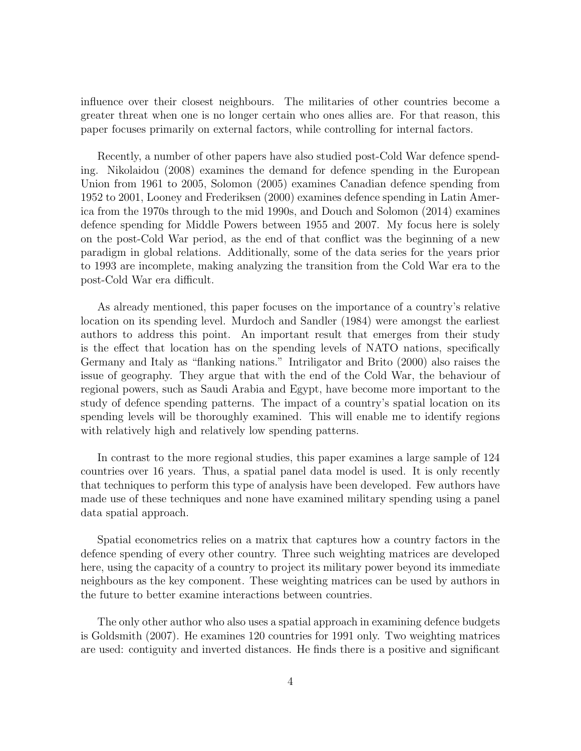influence over their closest neighbours. The militaries of other countries become a greater threat when one is no longer certain who ones allies are. For that reason, this paper focuses primarily on external factors, while controlling for internal factors.

Recently, a number of other papers have also studied post-Cold War defence spending. Nikolaidou (2008) examines the demand for defence spending in the European Union from 1961 to 2005, Solomon (2005) examines Canadian defence spending from 1952 to 2001, Looney and Frederiksen (2000) examines defence spending in Latin America from the 1970s through to the mid 1990s, and Douch and Solomon (2014) examines defence spending for Middle Powers between 1955 and 2007. My focus here is solely on the post-Cold War period, as the end of that conflict was the beginning of a new paradigm in global relations. Additionally, some of the data series for the years prior to 1993 are incomplete, making analyzing the transition from the Cold War era to the post-Cold War era difficult.

As already mentioned, this paper focuses on the importance of a country's relative location on its spending level. Murdoch and Sandler (1984) were amongst the earliest authors to address this point. An important result that emerges from their study is the effect that location has on the spending levels of NATO nations, specifically Germany and Italy as "flanking nations." Intriligator and Brito (2000) also raises the issue of geography. They argue that with the end of the Cold War, the behaviour of regional powers, such as Saudi Arabia and Egypt, have become more important to the study of defence spending patterns. The impact of a country's spatial location on its spending levels will be thoroughly examined. This will enable me to identify regions with relatively high and relatively low spending patterns.

In contrast to the more regional studies, this paper examines a large sample of 124 countries over 16 years. Thus, a spatial panel data model is used. It is only recently that techniques to perform this type of analysis have been developed. Few authors have made use of these techniques and none have examined military spending using a panel data spatial approach.

Spatial econometrics relies on a matrix that captures how a country factors in the defence spending of every other country. Three such weighting matrices are developed here, using the capacity of a country to project its military power beyond its immediate neighbours as the key component. These weighting matrices can be used by authors in the future to better examine interactions between countries.

The only other author who also uses a spatial approach in examining defence budgets is Goldsmith (2007). He examines 120 countries for 1991 only. Two weighting matrices are used: contiguity and inverted distances. He finds there is a positive and significant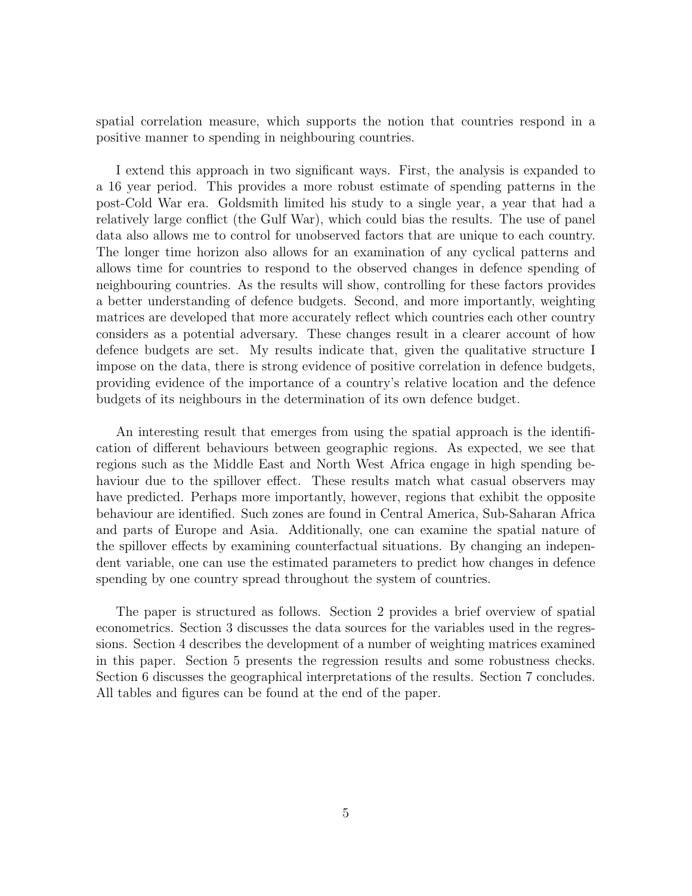spatial correlation measure, which supports the notion that countries respond in a positive manner to spending in neighbouring countries.

I extend this approach in two significant ways. First, the analysis is expanded to a 16 year period. This provides a more robust estimate of spending patterns in the post-Cold War era. Goldsmith limited his study to a single year, a year that had a relatively large conflict (the Gulf War), which could bias the results. The use of panel data also allows me to control for unobserved factors that are unique to each country. The longer time horizon also allows for an examination of any cyclical patterns and allows time for countries to respond to the observed changes in defence spending of neighbouring countries. As the results will show, controlling for these factors provides a better understanding of defence budgets. Second, and more importantly, weighting matrices are developed that more accurately reflect which countries each other country considers as a potential adversary. These changes result in a clearer account of how defence budgets are set. My results indicate that, given the qualitative structure I impose on the data, there is strong evidence of positive correlation in defence budgets, providing evidence of the importance of a country's relative location and the defence budgets of its neighbours in the determination of its own defence budget.

An interesting result that emerges from using the spatial approach is the identification of different behaviours between geographic regions. As expected, we see that regions such as the Middle East and North West Africa engage in high spending behaviour due to the spillover effect. These results match what casual observers may have predicted. Perhaps more importantly, however, regions that exhibit the opposite behaviour are identified. Such zones are found in Central America, Sub-Saharan Africa and parts of Europe and Asia. Additionally, one can examine the spatial nature of the spillover effects by examining counterfactual situations. By changing an independent variable, one can use the estimated parameters to predict how changes in defence spending by one country spread throughout the system of countries.

The paper is structured as follows. Section 2 provides a brief overview of spatial econometrics. Section 3 discusses the data sources for the variables used in the regressions. Section 4 describes the development of a number of weighting matrices examined in this paper. Section 5 presents the regression results and some robustness checks. Section 6 discusses the geographical interpretations of the results. Section 7 concludes. All tables and figures can be found at the end of the paper.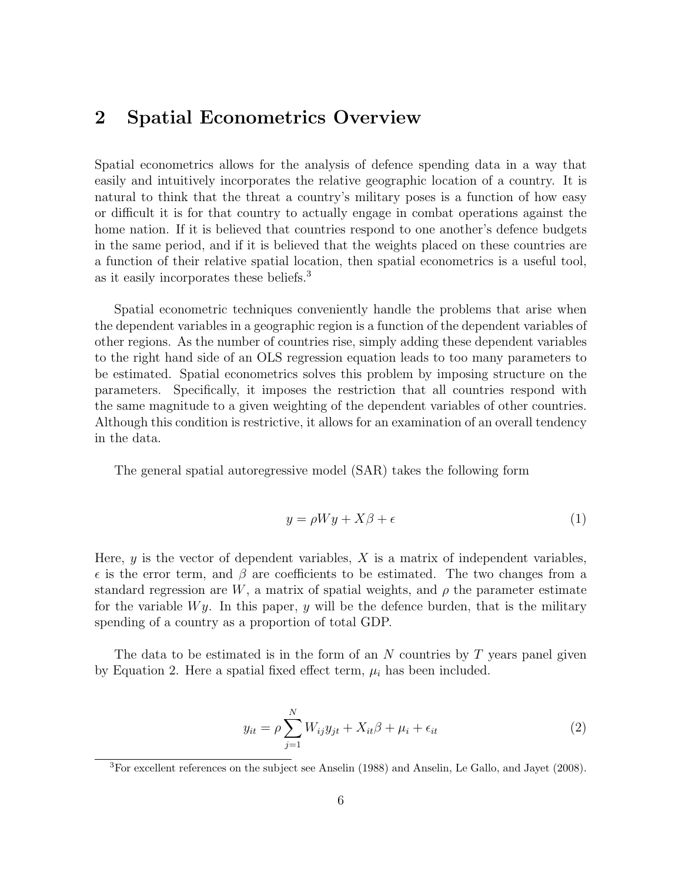## 2 Spatial Econometrics Overview

Spatial econometrics allows for the analysis of defence spending data in a way that easily and intuitively incorporates the relative geographic location of a country. It is natural to think that the threat a country's military poses is a function of how easy or difficult it is for that country to actually engage in combat operations against the home nation. If it is believed that countries respond to one another's defence budgets in the same period, and if it is believed that the weights placed on these countries are a function of their relative spatial location, then spatial econometrics is a useful tool, as it easily incorporates these beliefs.[3]

Spatial econometric techniques conveniently handle the problems that arise when the dependent variables in a geographic region is a function of the dependent variables of other regions. As the number of countries rise, simply adding these dependent variables to the right hand side of an OLS regression equation leads to too many parameters to be estimated. Spatial econometrics solves this problem by imposing structure on the parameters. Specifically, it imposes the restriction that all countries respond with the same magnitude to a given weighting of the dependent variables of other countries. Although this condition is restrictive, it allows for an examination of an overall tendency in the data.

The general spatial autoregressive model (SAR) takes the following form

$$y = \rho W y + X\beta + \epsilon \tag{1}$$

Here, $y$ is the vector of dependent variables, $X$ is a matrix of independent variables, $\epsilon$ is the error term, and $\beta$ are coefficients to be estimated. The two changes from a standard regression are $W$, a matrix of spatial weights, and $\rho$ the parameter estimate for the variable $Wy$. In this paper, $y$ will be the defence burden, that is the military spending of a country as a proportion of total GDP.

The data to be estimated is in the form of an $N$ countries by $T$ years panel given by Equation 2. Here a spatial fixed effect term, $\mu_i$ has been included.

$$y_{it} = \rho \sum_{j=1}^{N} W_{ij} y_{jt} + X_{it}\beta + \mu_i + \epsilon_{it} \tag{2}$$

[3]For excellent references on the subject see Anselin (1988) and Anselin, Le Gallo, and Jayet (2008).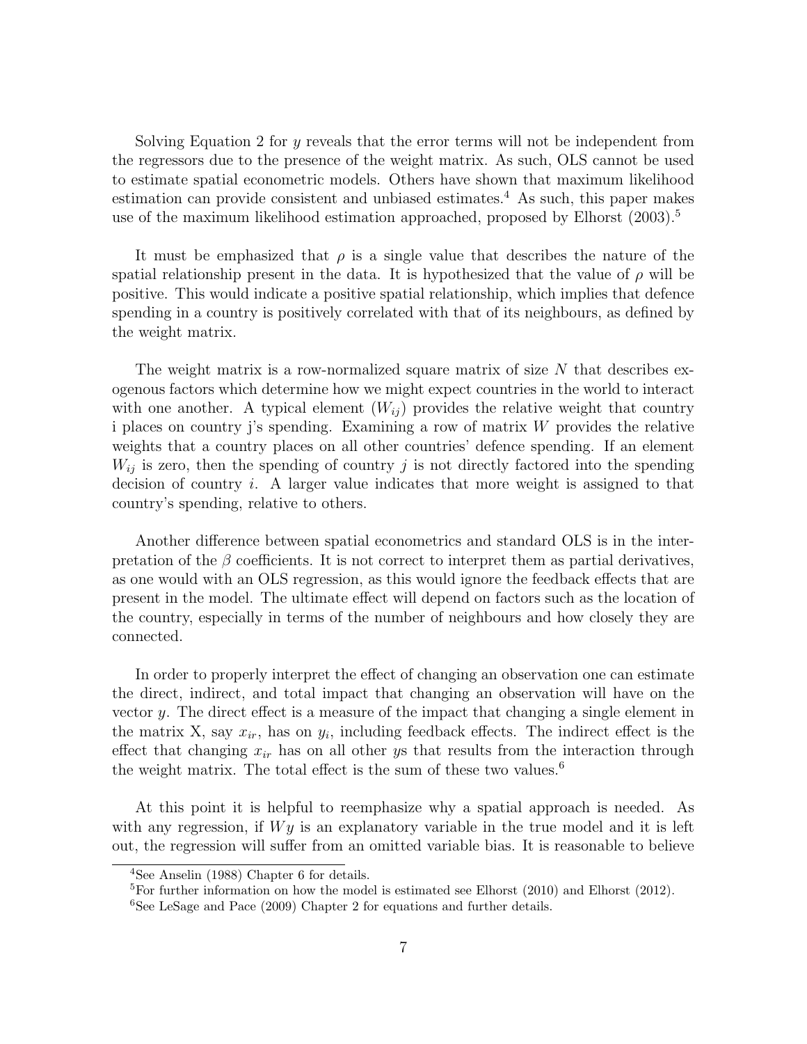Solving Equation 2 for $y$ reveals that the error terms will not be independent from the regressors due to the presence of the weight matrix. As such, OLS cannot be used to estimate spatial econometric models. Others have shown that maximum likelihood estimation can provide consistent and unbiased estimates.[4] As such, this paper makes use of the maximum likelihood estimation approached, proposed by Elhorst (2003).[5]

It must be emphasized that $\rho$ is a single value that describes the nature of the spatial relationship present in the data. It is hypothesized that the value of $\rho$ will be positive. This would indicate a positive spatial relationship, which implies that defence spending in a country is positively correlated with that of its neighbours, as defined by the weight matrix.

The weight matrix is a row-normalized square matrix of size $N$ that describes exogenous factors which determine how we might expect countries in the world to interact with one another. A typical element ($W_{ij}$) provides the relative weight that country i places on country j's spending. Examining a row of matrix $W$ provides the relative weights that a country places on all other countries' defence spending. If an element $W_{ij}$ is zero, then the spending of country $j$ is not directly factored into the spending decision of country $i$. A larger value indicates that more weight is assigned to that country's spending, relative to others.

Another difference between spatial econometrics and standard OLS is in the interpretation of the $\beta$ coefficients. It is not correct to interpret them as partial derivatives, as one would with an OLS regression, as this would ignore the feedback effects that are present in the model. The ultimate effect will depend on factors such as the location of the country, especially in terms of the number of neighbours and how closely they are connected.

In order to properly interpret the effect of changing an observation one can estimate the direct, indirect, and total impact that changing an observation will have on the vector $y$. The direct effect is a measure of the impact that changing a single element in the matrix X, say $x_{ir}$, has on $y_i$, including feedback effects. The indirect effect is the effect that changing $x_{ir}$ has on all other $y$s that results from the interaction through the weight matrix. The total effect is the sum of these two values.[6]

At this point it is helpful to reemphasize why a spatial approach is needed. As with any regression, if $Wy$ is an explanatory variable in the true model and it is left out, the regression will suffer from an omitted variable bias. It is reasonable to believe

[4] See Anselin (1988) Chapter 6 for details.

[5] For further information on how the model is estimated see Elhorst (2010) and Elhorst (2012).

[6] See LeSage and Pace (2009) Chapter 2 for equations and further details.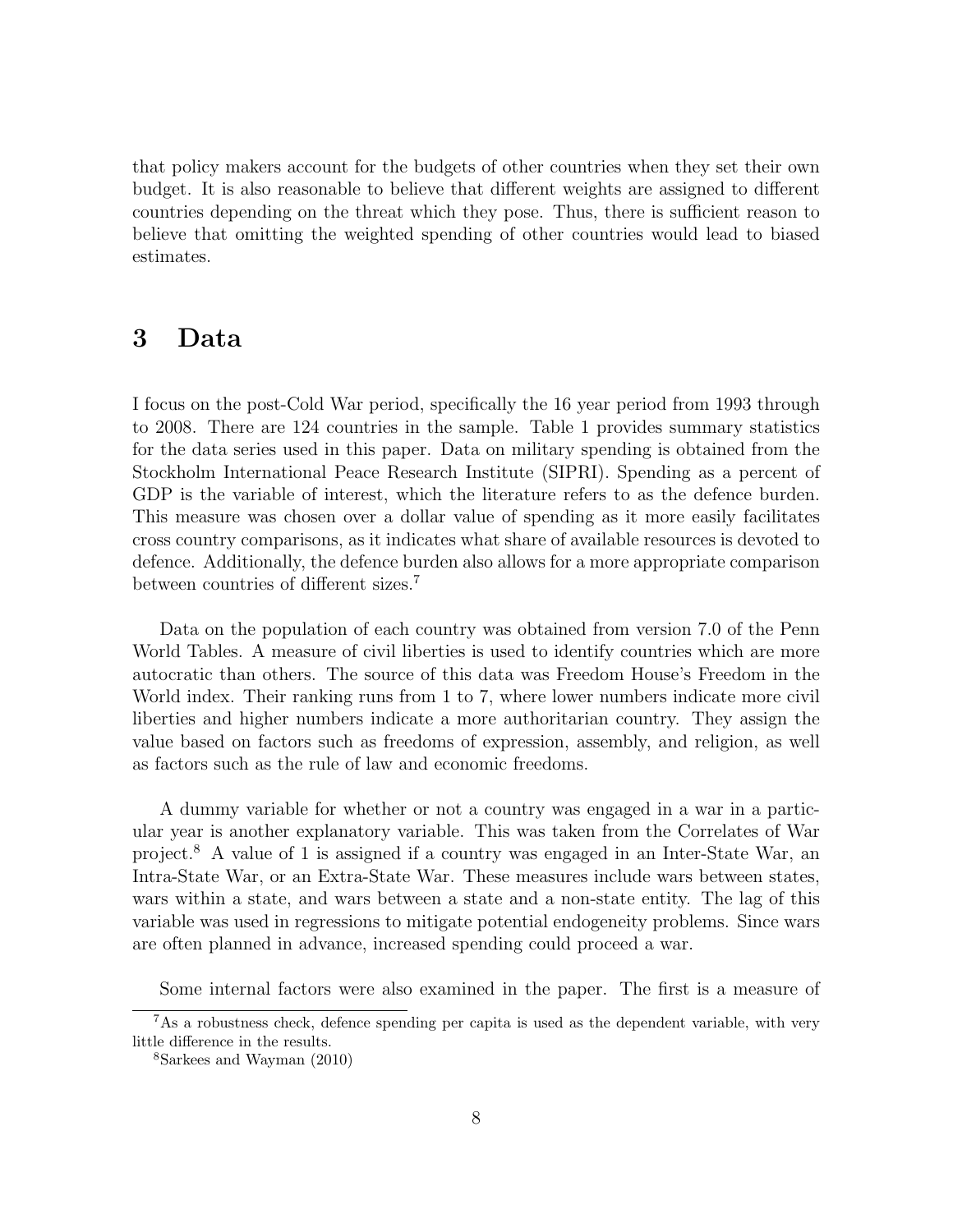that policy makers account for the budgets of other countries when they set their own budget. It is also reasonable to believe that different weights are assigned to different countries depending on the threat which they pose. Thus, there is sufficient reason to believe that omitting the weighted spending of other countries would lead to biased estimates.

## 3 Data

I focus on the post-Cold War period, specifically the 16 year period from 1993 through to 2008. There are 124 countries in the sample. Table 1 provides summary statistics for the data series used in this paper. Data on military spending is obtained from the Stockholm International Peace Research Institute (SIPRI). Spending as a percent of GDP is the variable of interest, which the literature refers to as the defence burden. This measure was chosen over a dollar value of spending as it more easily facilitates cross country comparisons, as it indicates what share of available resources is devoted to defence. Additionally, the defence burden also allows for a more appropriate comparison between countries of different sizes.[7]

Data on the population of each country was obtained from version 7.0 of the Penn World Tables. A measure of civil liberties is used to identify countries which are more autocratic than others. The source of this data was Freedom House's Freedom in the World index. Their ranking runs from 1 to 7, where lower numbers indicate more civil liberties and higher numbers indicate a more authoritarian country. They assign the value based on factors such as freedoms of expression, assembly, and religion, as well as factors such as the rule of law and economic freedoms.

A dummy variable for whether or not a country was engaged in a war in a particular year is another explanatory variable. This was taken from the Correlates of War project.[8] A value of 1 is assigned if a country was engaged in an Inter-State War, an Intra-State War, or an Extra-State War. These measures include wars between states, wars within a state, and wars between a state and a non-state entity. The lag of this variable was used in regressions to mitigate potential endogeneity problems. Since wars are often planned in advance, increased spending could proceed a war.

Some internal factors were also examined in the paper. The first is a measure of

[7]As a robustness check, defence spending per capita is used as the dependent variable, with very little difference in the results.

[8]Sarkees and Wayman (2010)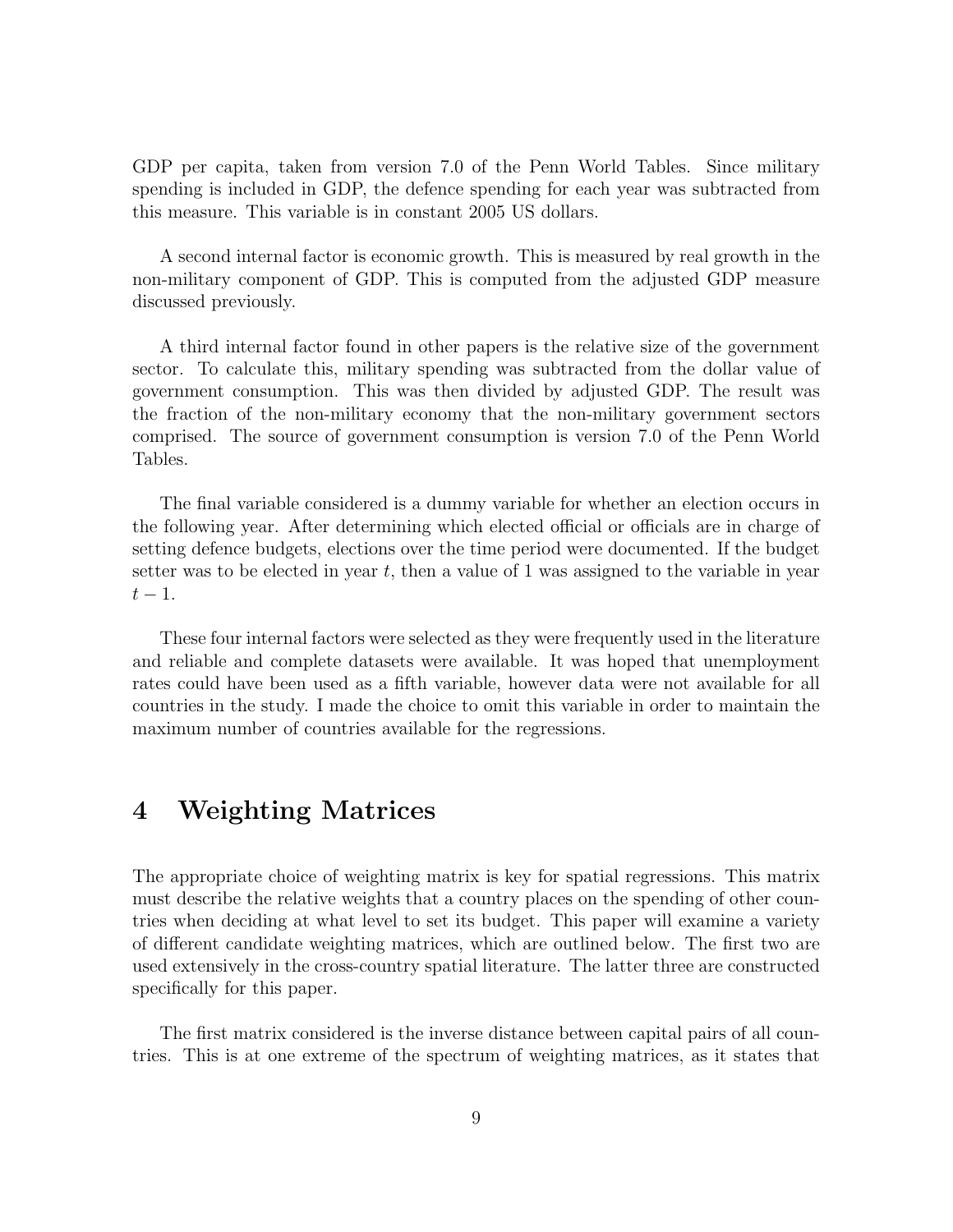GDP per capita, taken from version 7.0 of the Penn World Tables. Since military spending is included in GDP, the defence spending for each year was subtracted from this measure. This variable is in constant 2005 US dollars.

A second internal factor is economic growth. This is measured by real growth in the non-military component of GDP. This is computed from the adjusted GDP measure discussed previously.

A third internal factor found in other papers is the relative size of the government sector. To calculate this, military spending was subtracted from the dollar value of government consumption. This was then divided by adjusted GDP. The result was the fraction of the non-military economy that the non-military government sectors comprised. The source of government consumption is version 7.0 of the Penn World Tables.

The final variable considered is a dummy variable for whether an election occurs in the following year. After determining which elected official or officials are in charge of setting defence budgets, elections over the time period were documented. If the budget setter was to be elected in year $t$, then a value of 1 was assigned to the variable in year $t-1$.

These four internal factors were selected as they were frequently used in the literature and reliable and complete datasets were available. It was hoped that unemployment rates could have been used as a fifth variable, however data were not available for all countries in the study. I made the choice to omit this variable in order to maintain the maximum number of countries available for the regressions.

# 4 Weighting Matrices

The appropriate choice of weighting matrix is key for spatial regressions. This matrix must describe the relative weights that a country places on the spending of other countries when deciding at what level to set its budget. This paper will examine a variety of different candidate weighting matrices, which are outlined below. The first two are used extensively in the cross-country spatial literature. The latter three are constructed specifically for this paper.

The first matrix considered is the inverse distance between capital pairs of all countries. This is at one extreme of the spectrum of weighting matrices, as it states that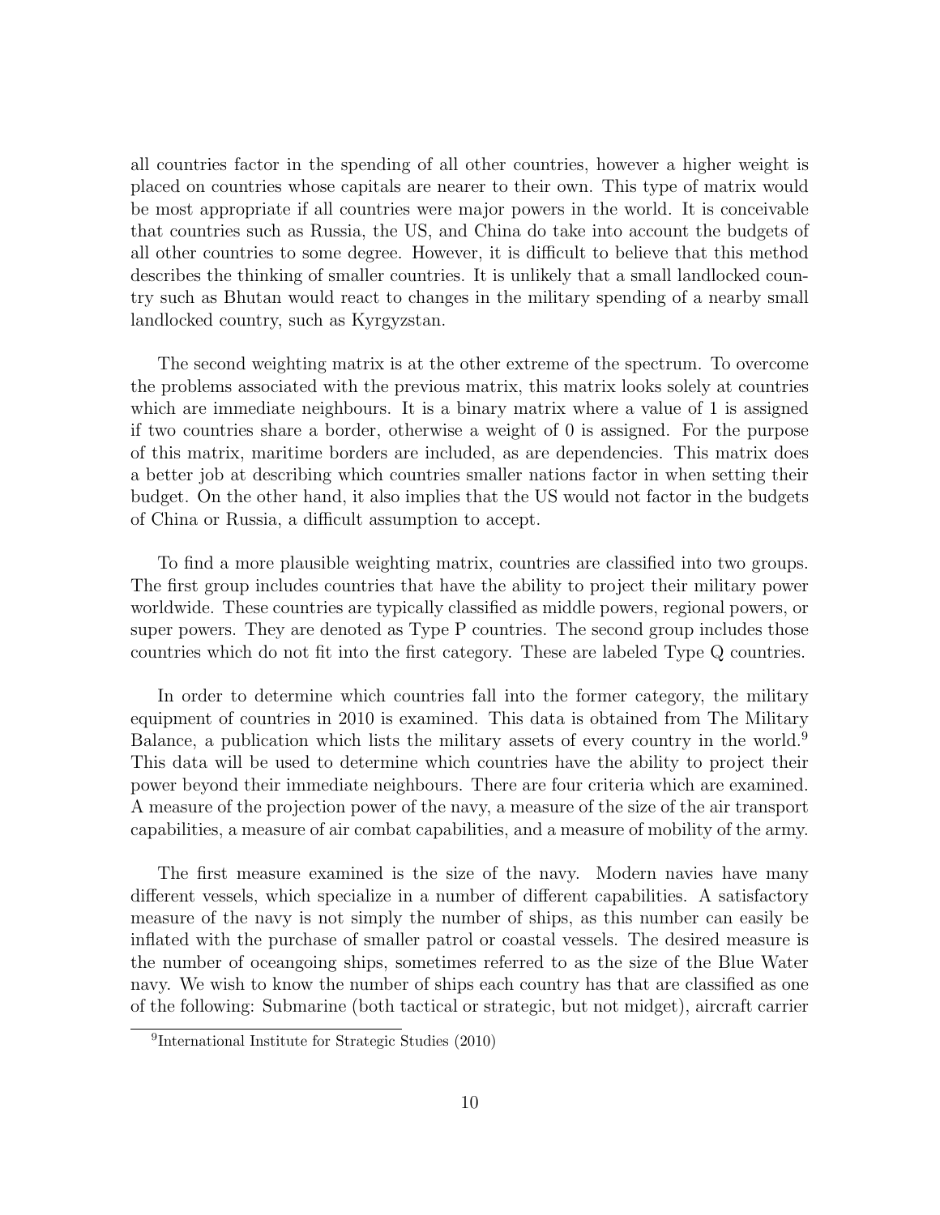all countries factor in the spending of all other countries, however a higher weight is placed on countries whose capitals are nearer to their own. This type of matrix would be most appropriate if all countries were major powers in the world. It is conceivable that countries such as Russia, the US, and China do take into account the budgets of all other countries to some degree. However, it is difficult to believe that this method describes the thinking of smaller countries. It is unlikely that a small landlocked country such as Bhutan would react to changes in the military spending of a nearby small landlocked country, such as Kyrgyzstan.

The second weighting matrix is at the other extreme of the spectrum. To overcome the problems associated with the previous matrix, this matrix looks solely at countries which are immediate neighbours. It is a binary matrix where a value of 1 is assigned if two countries share a border, otherwise a weight of 0 is assigned. For the purpose of this matrix, maritime borders are included, as are dependencies. This matrix does a better job at describing which countries smaller nations factor in when setting their budget. On the other hand, it also implies that the US would not factor in the budgets of China or Russia, a difficult assumption to accept.

To find a more plausible weighting matrix, countries are classified into two groups. The first group includes countries that have the ability to project their military power worldwide. These countries are typically classified as middle powers, regional powers, or super powers. They are denoted as Type P countries. The second group includes those countries which do not fit into the first category. These are labeled Type Q countries.

In order to determine which countries fall into the former category, the military equipment of countries in 2010 is examined. This data is obtained from The Military Balance, a publication which lists the military assets of every country in the world.[9] This data will be used to determine which countries have the ability to project their power beyond their immediate neighbours. There are four criteria which are examined. A measure of the projection power of the navy, a measure of the size of the air transport capabilities, a measure of air combat capabilities, and a measure of mobility of the army.

The first measure examined is the size of the navy. Modern navies have many different vessels, which specialize in a number of different capabilities. A satisfactory measure of the navy is not simply the number of ships, as this number can easily be inflated with the purchase of smaller patrol or coastal vessels. The desired measure is the number of oceangoing ships, sometimes referred to as the size of the Blue Water navy. We wish to know the number of ships each country has that are classified as one of the following: Submarine (both tactical or strategic, but not midget), aircraft carrier

[9] International Institute for Strategic Studies (2010)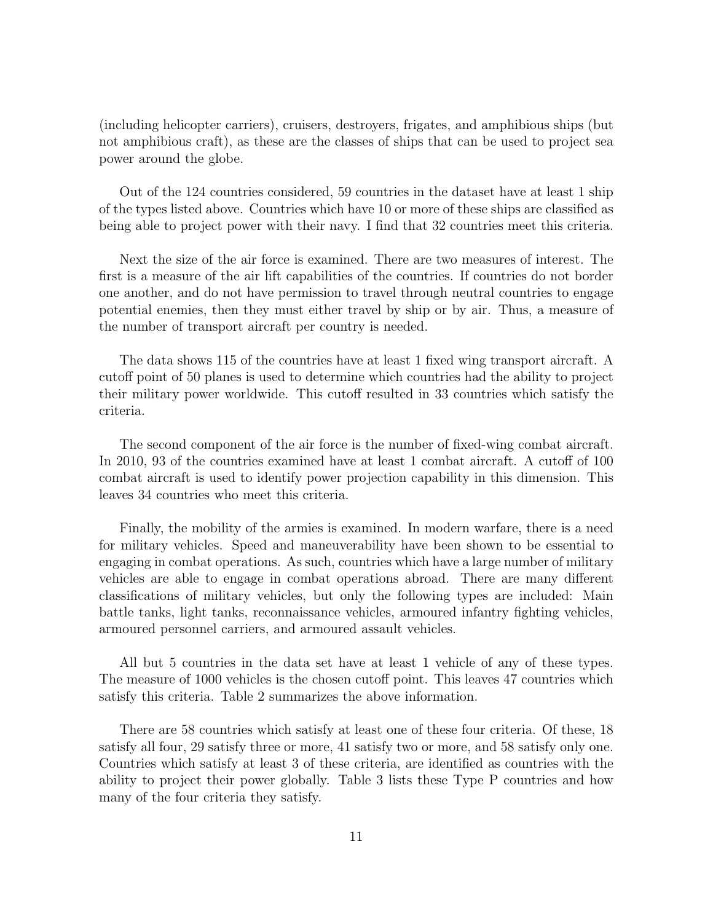(including helicopter carriers), cruisers, destroyers, frigates, and amphibious ships (but not amphibious craft), as these are the classes of ships that can be used to project sea power around the globe.

Out of the 124 countries considered, 59 countries in the dataset have at least 1 ship of the types listed above. Countries which have 10 or more of these ships are classified as being able to project power with their navy. I find that 32 countries meet this criteria.

Next the size of the air force is examined. There are two measures of interest. The first is a measure of the air lift capabilities of the countries. If countries do not border one another, and do not have permission to travel through neutral countries to engage potential enemies, then they must either travel by ship or by air. Thus, a measure of the number of transport aircraft per country is needed.

The data shows 115 of the countries have at least 1 fixed wing transport aircraft. A cutoff point of 50 planes is used to determine which countries had the ability to project their military power worldwide. This cutoff resulted in 33 countries which satisfy the criteria.

The second component of the air force is the number of fixed-wing combat aircraft. In 2010, 93 of the countries examined have at least 1 combat aircraft. A cutoff of 100 combat aircraft is used to identify power projection capability in this dimension. This leaves 34 countries who meet this criteria.

Finally, the mobility of the armies is examined. In modern warfare, there is a need for military vehicles. Speed and maneuverability have been shown to be essential to engaging in combat operations. As such, countries which have a large number of military vehicles are able to engage in combat operations abroad. There are many different classifications of military vehicles, but only the following types are included: Main battle tanks, light tanks, reconnaissance vehicles, armoured infantry fighting vehicles, armoured personnel carriers, and armoured assault vehicles.

All but 5 countries in the data set have at least 1 vehicle of any of these types. The measure of 1000 vehicles is the chosen cutoff point. This leaves 47 countries which satisfy this criteria. Table 2 summarizes the above information.

There are 58 countries which satisfy at least one of these four criteria. Of these, 18 satisfy all four, 29 satisfy three or more, 41 satisfy two or more, and 58 satisfy only one. Countries which satisfy at least 3 of these criteria, are identified as countries with the ability to project their power globally. Table 3 lists these Type P countries and how many of the four criteria they satisfy.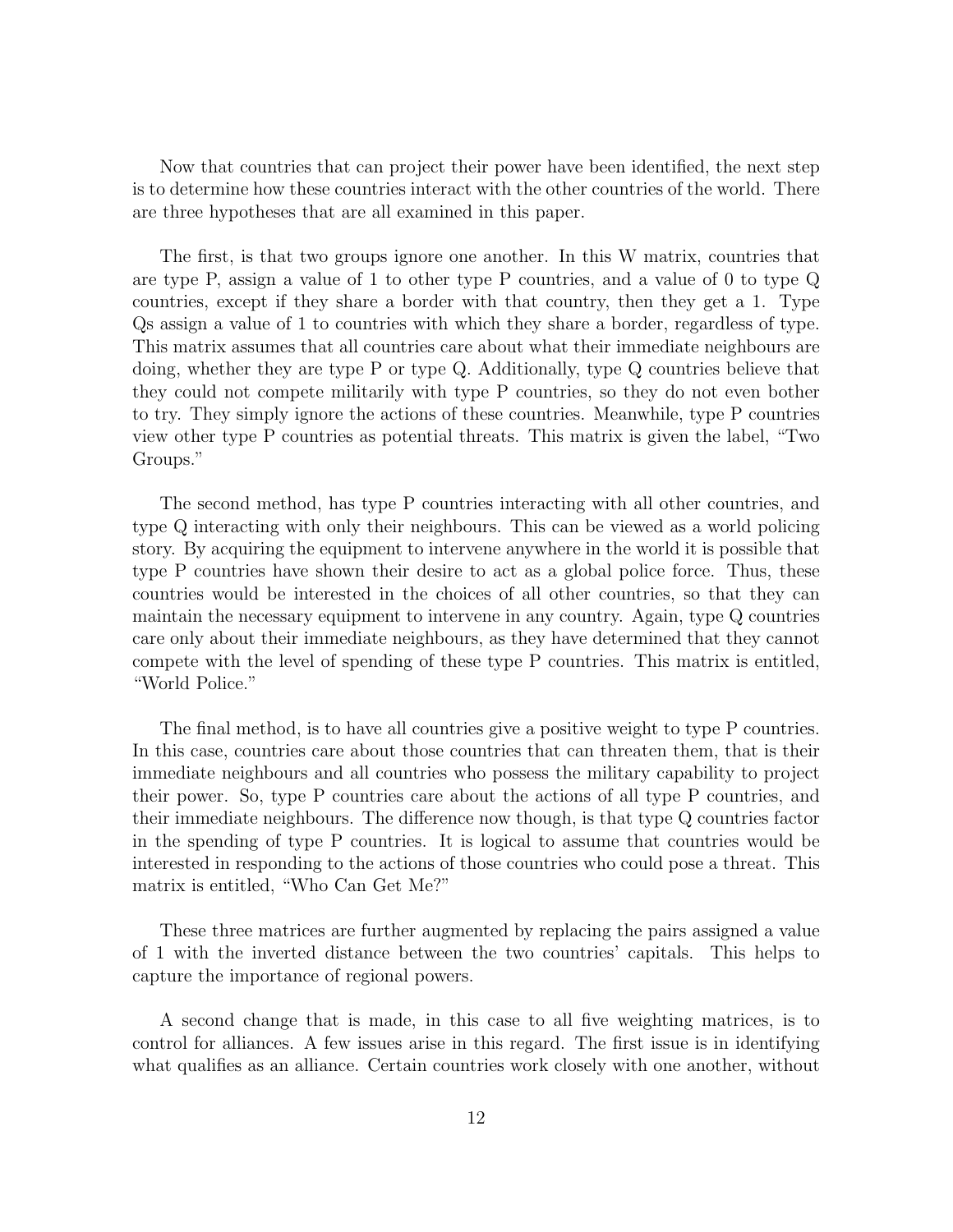Now that countries that can project their power have been identified, the next step is to determine how these countries interact with the other countries of the world. There are three hypotheses that are all examined in this paper.

The first, is that two groups ignore one another. In this W matrix, countries that are type P, assign a value of 1 to other type P countries, and a value of 0 to type Q countries, except if they share a border with that country, then they get a 1. Type Qs assign a value of 1 to countries with which they share a border, regardless of type. This matrix assumes that all countries care about what their immediate neighbours are doing, whether they are type P or type Q. Additionally, type Q countries believe that they could not compete militarily with type P countries, so they do not even bother to try. They simply ignore the actions of these countries. Meanwhile, type P countries view other type P countries as potential threats. This matrix is given the label, "Two Groups."

The second method, has type P countries interacting with all other countries, and type Q interacting with only their neighbours. This can be viewed as a world policing story. By acquiring the equipment to intervene anywhere in the world it is possible that type P countries have shown their desire to act as a global police force. Thus, these countries would be interested in the choices of all other countries, so that they can maintain the necessary equipment to intervene in any country. Again, type Q countries care only about their immediate neighbours, as they have determined that they cannot compete with the level of spending of these type P countries. This matrix is entitled, "World Police."

The final method, is to have all countries give a positive weight to type P countries. In this case, countries care about those countries that can threaten them, that is their immediate neighbours and all countries who possess the military capability to project their power. So, type P countries care about the actions of all type P countries, and their immediate neighbours. The difference now though, is that type Q countries factor in the spending of type P countries. It is logical to assume that countries would be interested in responding to the actions of those countries who could pose a threat. This matrix is entitled, "Who Can Get Me?"

These three matrices are further augmented by replacing the pairs assigned a value of 1 with the inverted distance between the two countries' capitals. This helps to capture the importance of regional powers.

A second change that is made, in this case to all five weighting matrices, is to control for alliances. A few issues arise in this regard. The first issue is in identifying what qualifies as an alliance. Certain countries work closely with one another, without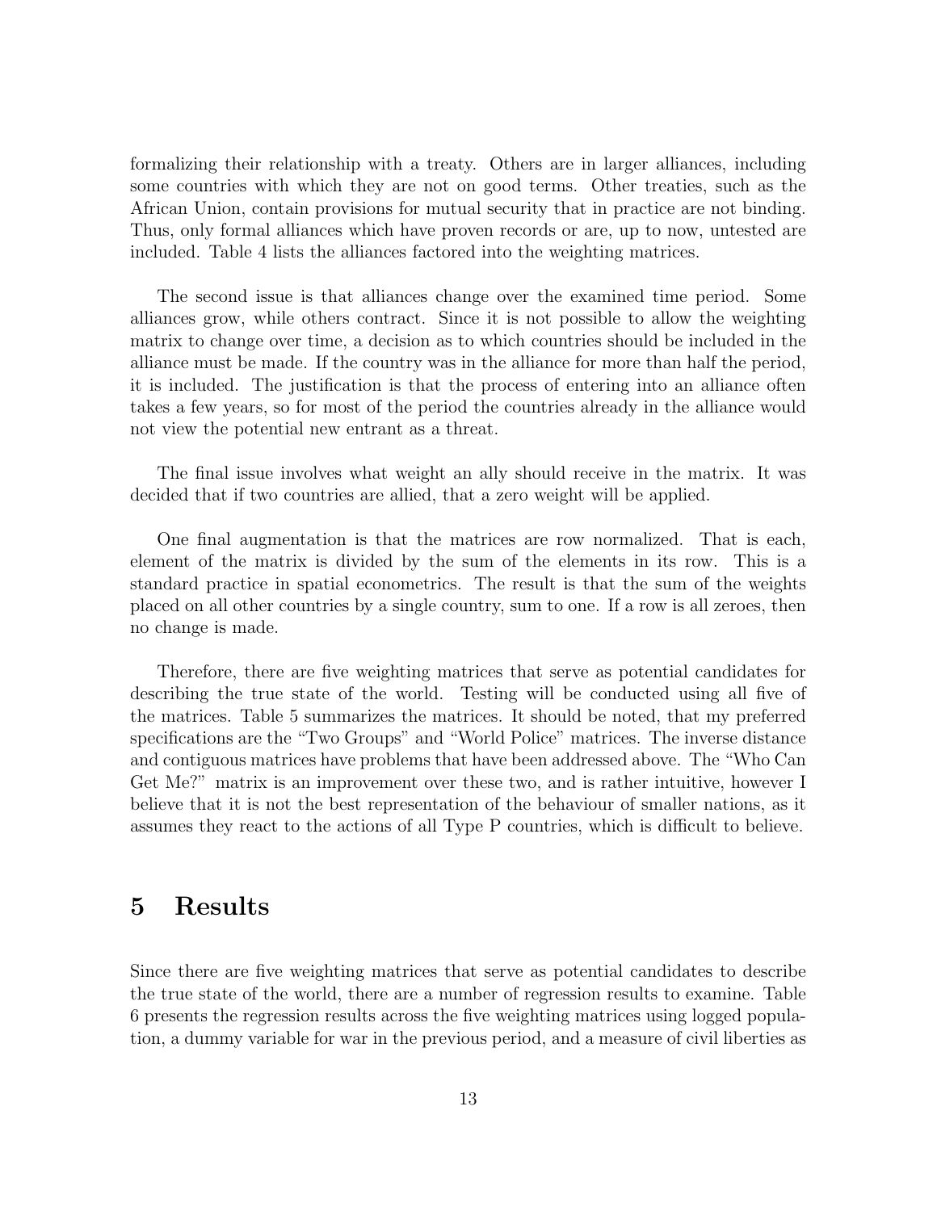formalizing their relationship with a treaty. Others are in larger alliances, including some countries with which they are not on good terms. Other treaties, such as the African Union, contain provisions for mutual security that in practice are not binding. Thus, only formal alliances which have proven records or are, up to now, untested are included. Table 4 lists the alliances factored into the weighting matrices.

The second issue is that alliances change over the examined time period. Some alliances grow, while others contract. Since it is not possible to allow the weighting matrix to change over time, a decision as to which countries should be included in the alliance must be made. If the country was in the alliance for more than half the period, it is included. The justification is that the process of entering into an alliance often takes a few years, so for most of the period the countries already in the alliance would not view the potential new entrant as a threat.

The final issue involves what weight an ally should receive in the matrix. It was decided that if two countries are allied, that a zero weight will be applied.

One final augmentation is that the matrices are row normalized. That is each, element of the matrix is divided by the sum of the elements in its row. This is a standard practice in spatial econometrics. The result is that the sum of the weights placed on all other countries by a single country, sum to one. If a row is all zeroes, then no change is made.

Therefore, there are five weighting matrices that serve as potential candidates for describing the true state of the world. Testing will be conducted using all five of the matrices. Table 5 summarizes the matrices. It should be noted, that my preferred specifications are the "Two Groups" and "World Police" matrices. The inverse distance and contiguous matrices have problems that have been addressed above. The "Who Can Get Me?" matrix is an improvement over these two, and is rather intuitive, however I believe that it is not the best representation of the behaviour of smaller nations, as it assumes they react to the actions of all Type P countries, which is difficult to believe.

# 5 Results

Since there are five weighting matrices that serve as potential candidates to describe the true state of the world, there are a number of regression results to examine. Table 6 presents the regression results across the five weighting matrices using logged population, a dummy variable for war in the previous period, and a measure of civil liberties as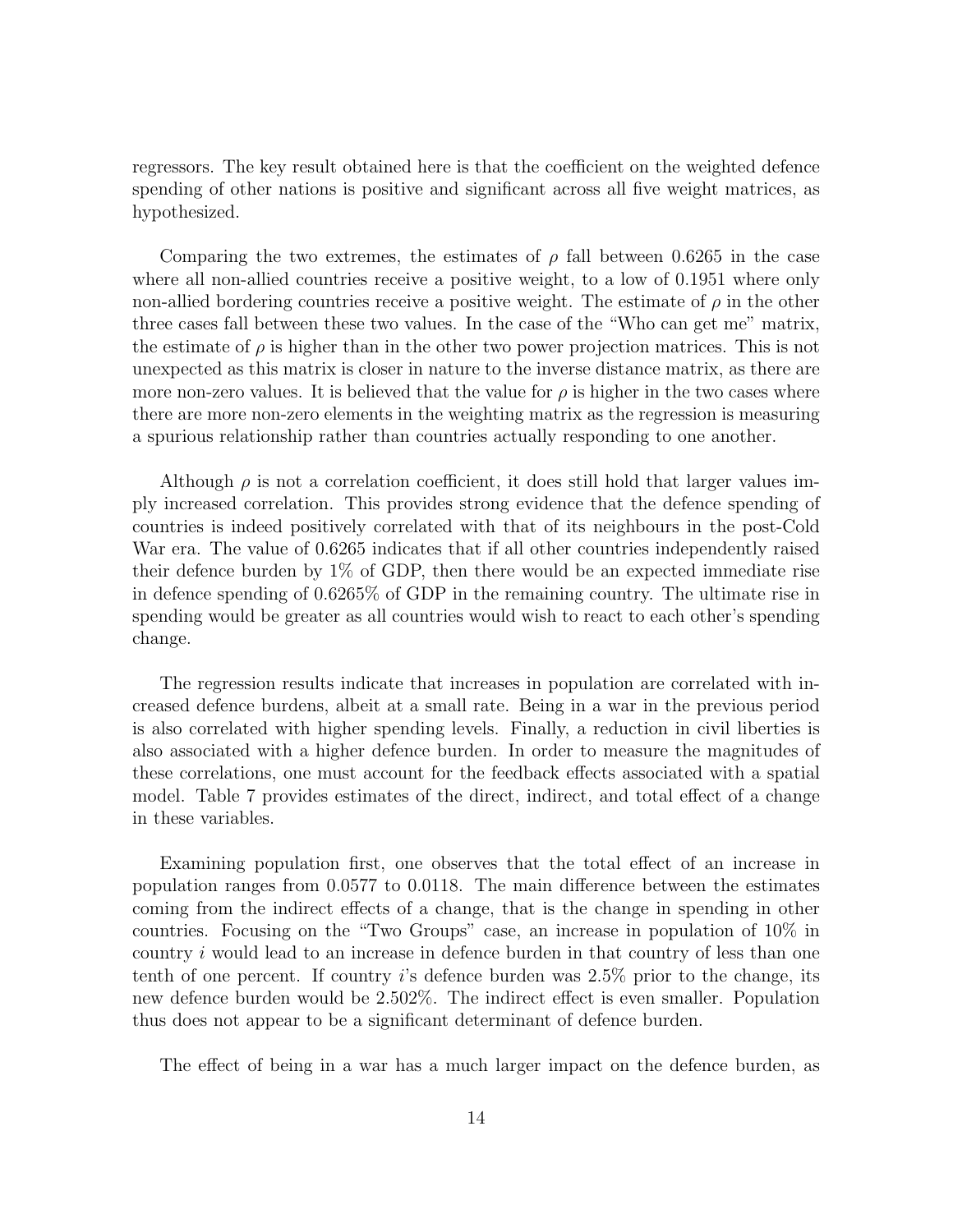regressors. The key result obtained here is that the coefficient on the weighted defence spending of other nations is positive and significant across all five weight matrices, as hypothesized.

Comparing the two extremes, the estimates of $\rho$ fall between 0.6265 in the case where all non-allied countries receive a positive weight, to a low of 0.1951 where only non-allied bordering countries receive a positive weight. The estimate of $\rho$ in the other three cases fall between these two values. In the case of the "Who can get me" matrix, the estimate of $\rho$ is higher than in the other two power projection matrices. This is not unexpected as this matrix is closer in nature to the inverse distance matrix, as there are more non-zero values. It is believed that the value for $\rho$ is higher in the two cases where there are more non-zero elements in the weighting matrix as the regression is measuring a spurious relationship rather than countries actually responding to one another.

Although $\rho$ is not a correlation coefficient, it does still hold that larger values imply increased correlation. This provides strong evidence that the defence spending of countries is indeed positively correlated with that of its neighbours in the post-Cold War era. The value of 0.6265 indicates that if all other countries independently raised their defence burden by 1% of GDP, then there would be an expected immediate rise in defence spending of 0.6265% of GDP in the remaining country. The ultimate rise in spending would be greater as all countries would wish to react to each other's spending change.

The regression results indicate that increases in population are correlated with increased defence burdens, albeit at a small rate. Being in a war in the previous period is also correlated with higher spending levels. Finally, a reduction in civil liberties is also associated with a higher defence burden. In order to measure the magnitudes of these correlations, one must account for the feedback effects associated with a spatial model. Table 7 provides estimates of the direct, indirect, and total effect of a change in these variables.

Examining population first, one observes that the total effect of an increase in population ranges from 0.0577 to 0.0118. The main difference between the estimates coming from the indirect effects of a change, that is the change in spending in other countries. Focusing on the "Two Groups" case, an increase in population of 10% in country $i$ would lead to an increase in defence burden in that country of less than one tenth of one percent. If country $i$'s defence burden was 2.5% prior to the change, its new defence burden would be 2.502%. The indirect effect is even smaller. Population thus does not appear to be a significant determinant of defence burden.

The effect of being in a war has a much larger impact on the defence burden, as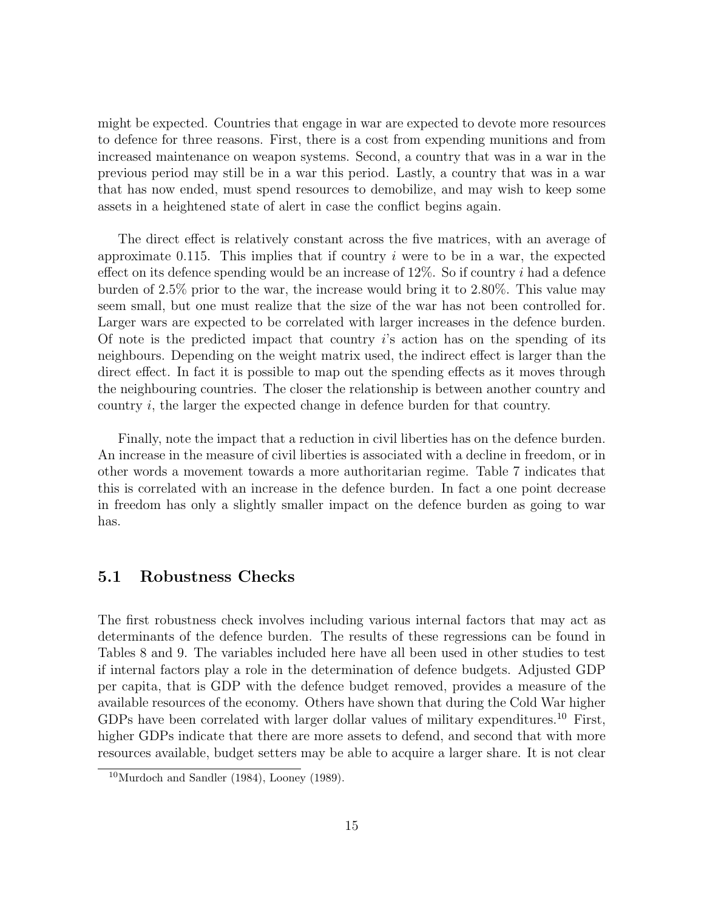might be expected. Countries that engage in war are expected to devote more resources to defence for three reasons. First, there is a cost from expending munitions and from increased maintenance on weapon systems. Second, a country that was in a war in the previous period may still be in a war this period. Lastly, a country that was in a war that has now ended, must spend resources to demobilize, and may wish to keep some assets in a heightened state of alert in case the conflict begins again.

The direct effect is relatively constant across the five matrices, with an average of approximate 0.115. This implies that if country $i$ were to be in a war, the expected effect on its defence spending would be an increase of 12%. So if country $i$ had a defence burden of 2.5% prior to the war, the increase would bring it to 2.80%. This value may seem small, but one must realize that the size of the war has not been controlled for. Larger wars are expected to be correlated with larger increases in the defence burden. Of note is the predicted impact that country $i$'s action has on the spending of its neighbours. Depending on the weight matrix used, the indirect effect is larger than the direct effect. In fact it is possible to map out the spending effects as it moves through the neighbouring countries. The closer the relationship is between another country and country $i$, the larger the expected change in defence burden for that country.

Finally, note the impact that a reduction in civil liberties has on the defence burden. An increase in the measure of civil liberties is associated with a decline in freedom, or in other words a movement towards a more authoritarian regime. Table 7 indicates that this is correlated with an increase in the defence burden. In fact a one point decrease in freedom has only a slightly smaller impact on the defence burden as going to war has.

## 5.1 Robustness Checks

The first robustness check involves including various internal factors that may act as determinants of the defence burden. The results of these regressions can be found in Tables 8 and 9. The variables included here have all been used in other studies to test if internal factors play a role in the determination of defence budgets. Adjusted GDP per capita, that is GDP with the defence budget removed, provides a measure of the available resources of the economy. Others have shown that during the Cold War higher GDPs have been correlated with larger dollar values of military expenditures.[10] First, higher GDPs indicate that there are more assets to defend, and second that with more resources available, budget setters may be able to acquire a larger share. It is not clear

[10] Murdoch and Sandler (1984), Looney (1989).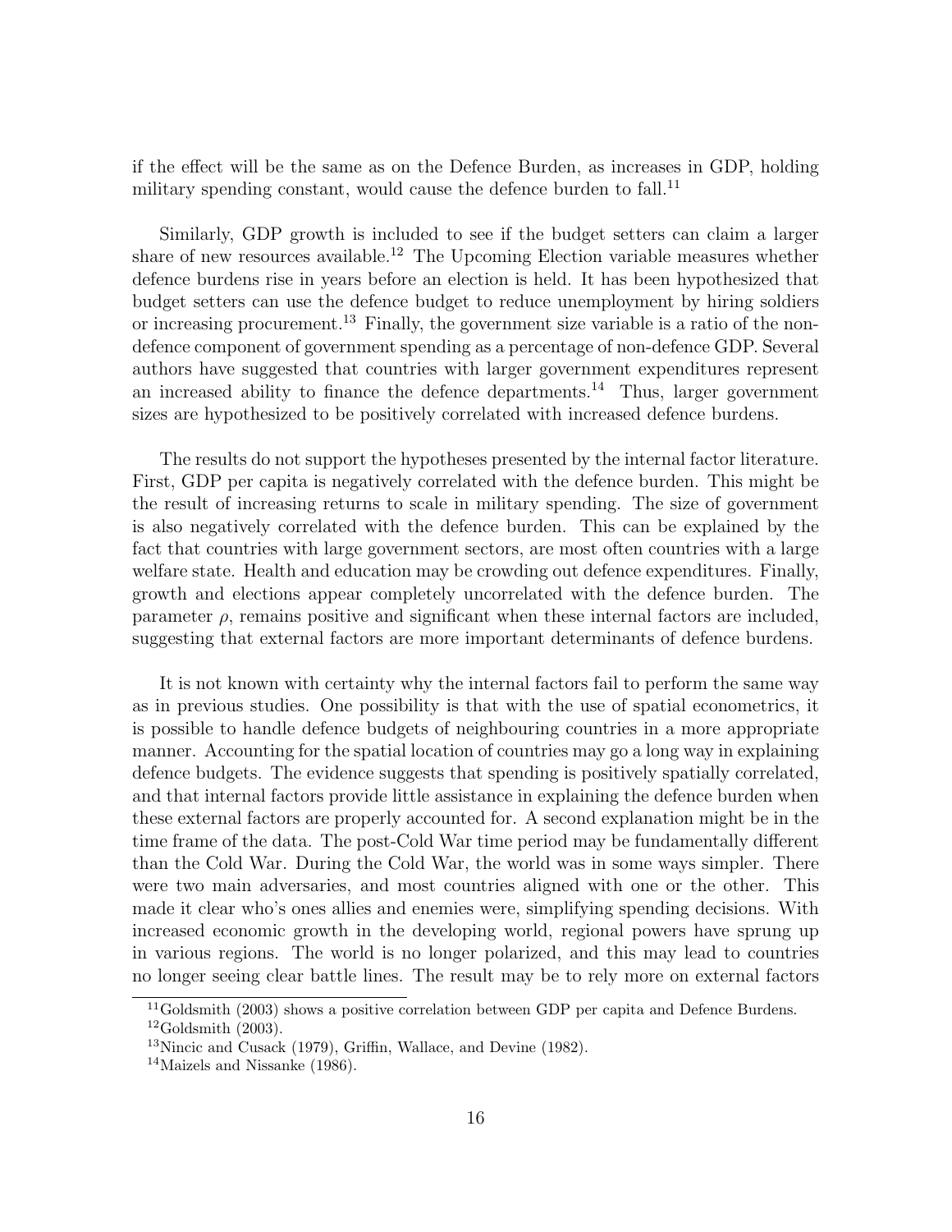if the effect will be the same as on the Defence Burden, as increases in GDP, holding military spending constant, would cause the defence burden to fall.[11]

Similarly, GDP growth is included to see if the budget setters can claim a larger share of new resources available.[12] The Upcoming Election variable measures whether defence burdens rise in years before an election is held. It has been hypothesized that budget setters can use the defence budget to reduce unemployment by hiring soldiers or increasing procurement.[13] Finally, the government size variable is a ratio of the non-defence component of government spending as a percentage of non-defence GDP. Several authors have suggested that countries with larger government expenditures represent an increased ability to finance the defence departments.[14] Thus, larger government sizes are hypothesized to be positively correlated with increased defence burdens.

The results do not support the hypotheses presented by the internal factor literature. First, GDP per capita is negatively correlated with the defence burden. This might be the result of increasing returns to scale in military spending. The size of government is also negatively correlated with the defence burden. This can be explained by the fact that countries with large government sectors, are most often countries with a large welfare state. Health and education may be crowding out defence expenditures. Finally, growth and elections appear completely uncorrelated with the defence burden. The parameter $\rho$, remains positive and significant when these internal factors are included, suggesting that external factors are more important determinants of defence burdens.

It is not known with certainty why the internal factors fail to perform the same way as in previous studies. One possibility is that with the use of spatial econometrics, it is possible to handle defence budgets of neighbouring countries in a more appropriate manner. Accounting for the spatial location of countries may go a long way in explaining defence budgets. The evidence suggests that spending is positively spatially correlated, and that internal factors provide little assistance in explaining the defence burden when these external factors are properly accounted for. A second explanation might be in the time frame of the data. The post-Cold War time period may be fundamentally different than the Cold War. During the Cold War, the world was in some ways simpler. There were two main adversaries, and most countries aligned with one or the other. This made it clear who's ones allies and enemies were, simplifying spending decisions. With increased economic growth in the developing world, regional powers have sprung up in various regions. The world is no longer polarized, and this may lead to countries no longer seeing clear battle lines. The result may be to rely more on external factors

[11] Goldsmith (2003) shows a positive correlation between GDP per capita and Defence Burdens.

[12] Goldsmith (2003).

[13] Nincic and Cusack (1979), Griffin, Wallace, and Devine (1982).

[14] Maizels and Nissanke (1986).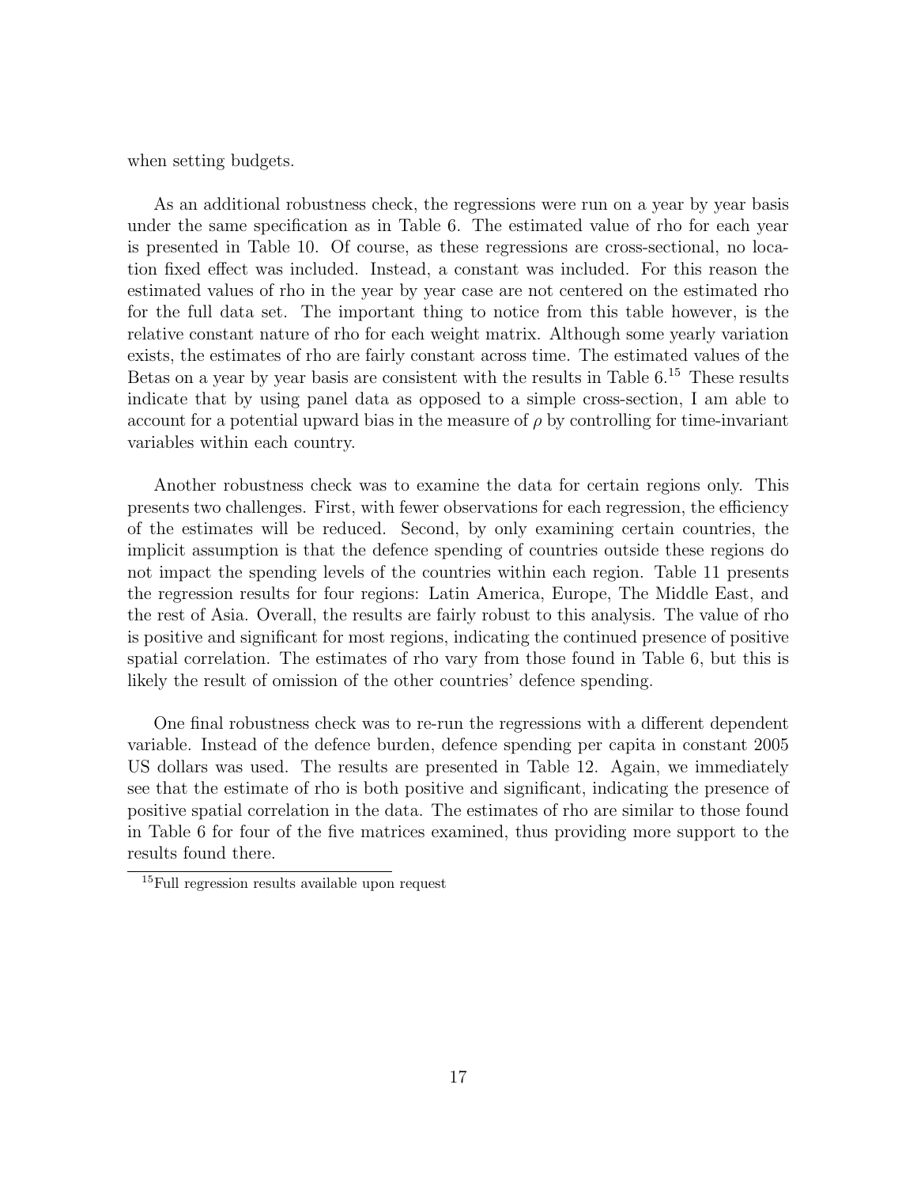when setting budgets.

As an additional robustness check, the regressions were run on a year by year basis under the same specification as in Table 6. The estimated value of rho for each year is presented in Table 10. Of course, as these regressions are cross-sectional, no location fixed effect was included. Instead, a constant was included. For this reason the estimated values of rho in the year by year case are not centered on the estimated rho for the full data set. The important thing to notice from this table however, is the relative constant nature of rho for each weight matrix. Although some yearly variation exists, the estimates of rho are fairly constant across time. The estimated values of the Betas on a year by year basis are consistent with the results in Table 6.[15] These results indicate that by using panel data as opposed to a simple cross-section, I am able to account for a potential upward bias in the measure of $\rho$ by controlling for time-invariant variables within each country.

Another robustness check was to examine the data for certain regions only. This presents two challenges. First, with fewer observations for each regression, the efficiency of the estimates will be reduced. Second, by only examining certain countries, the implicit assumption is that the defence spending of countries outside these regions do not impact the spending levels of the countries within each region. Table 11 presents the regression results for four regions: Latin America, Europe, The Middle East, and the rest of Asia. Overall, the results are fairly robust to this analysis. The value of rho is positive and significant for most regions, indicating the continued presence of positive spatial correlation. The estimates of rho vary from those found in Table 6, but this is likely the result of omission of the other countries' defence spending.

One final robustness check was to re-run the regressions with a different dependent variable. Instead of the defence burden, defence spending per capita in constant 2005 US dollars was used. The results are presented in Table 12. Again, we immediately see that the estimate of rho is both positive and significant, indicating the presence of positive spatial correlation in the data. The estimates of rho are similar to those found in Table 6 for four of the five matrices examined, thus providing more support to the results found there.

[15] Full regression results available upon request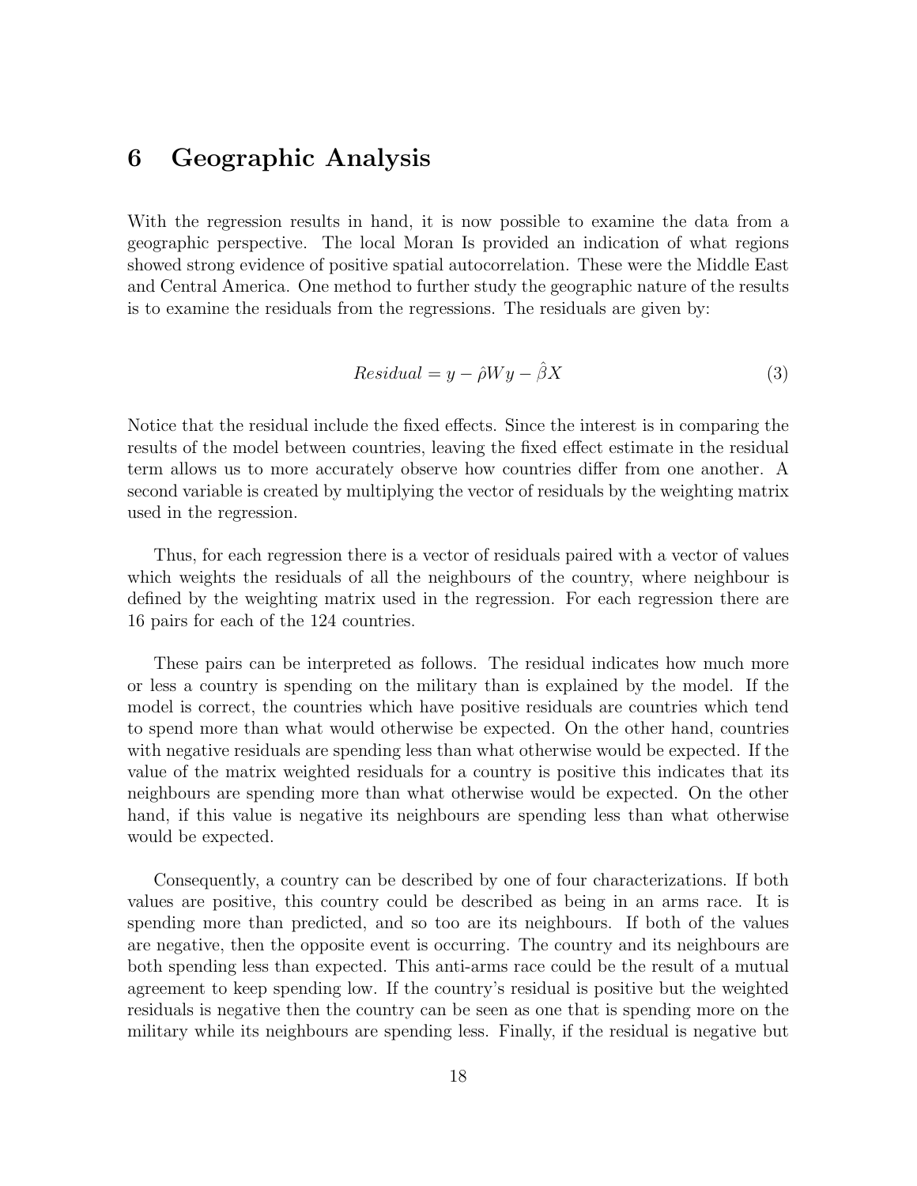## 6 Geographic Analysis

With the regression results in hand, it is now possible to examine the data from a geographic perspective. The local Moran Is provided an indication of what regions showed strong evidence of positive spatial autocorrelation. These were the Middle East and Central America. One method to further study the geographic nature of the results is to examine the residuals from the regressions. The residuals are given by:

$$Residual = y - \hat{\rho}Wy - \hat{\beta}X \tag{3}$$

Notice that the residual include the fixed effects. Since the interest is in comparing the results of the model between countries, leaving the fixed effect estimate in the residual term allows us to more accurately observe how countries differ from one another. A second variable is created by multiplying the vector of residuals by the weighting matrix used in the regression.

Thus, for each regression there is a vector of residuals paired with a vector of values which weights the residuals of all the neighbours of the country, where neighbour is defined by the weighting matrix used in the regression. For each regression there are 16 pairs for each of the 124 countries.

These pairs can be interpreted as follows. The residual indicates how much more or less a country is spending on the military than is explained by the model. If the model is correct, the countries which have positive residuals are countries which tend to spend more than what would otherwise be expected. On the other hand, countries with negative residuals are spending less than what otherwise would be expected. If the value of the matrix weighted residuals for a country is positive this indicates that its neighbours are spending more than what otherwise would be expected. On the other hand, if this value is negative its neighbours are spending less than what otherwise would be expected.

Consequently, a country can be described by one of four characterizations. If both values are positive, this country could be described as being in an arms race. It is spending more than predicted, and so too are its neighbours. If both of the values are negative, then the opposite event is occurring. The country and its neighbours are both spending less than expected. This anti-arms race could be the result of a mutual agreement to keep spending low. If the country's residual is positive but the weighted residuals is negative then the country can be seen as one that is spending more on the military while its neighbours are spending less. Finally, if the residual is negative but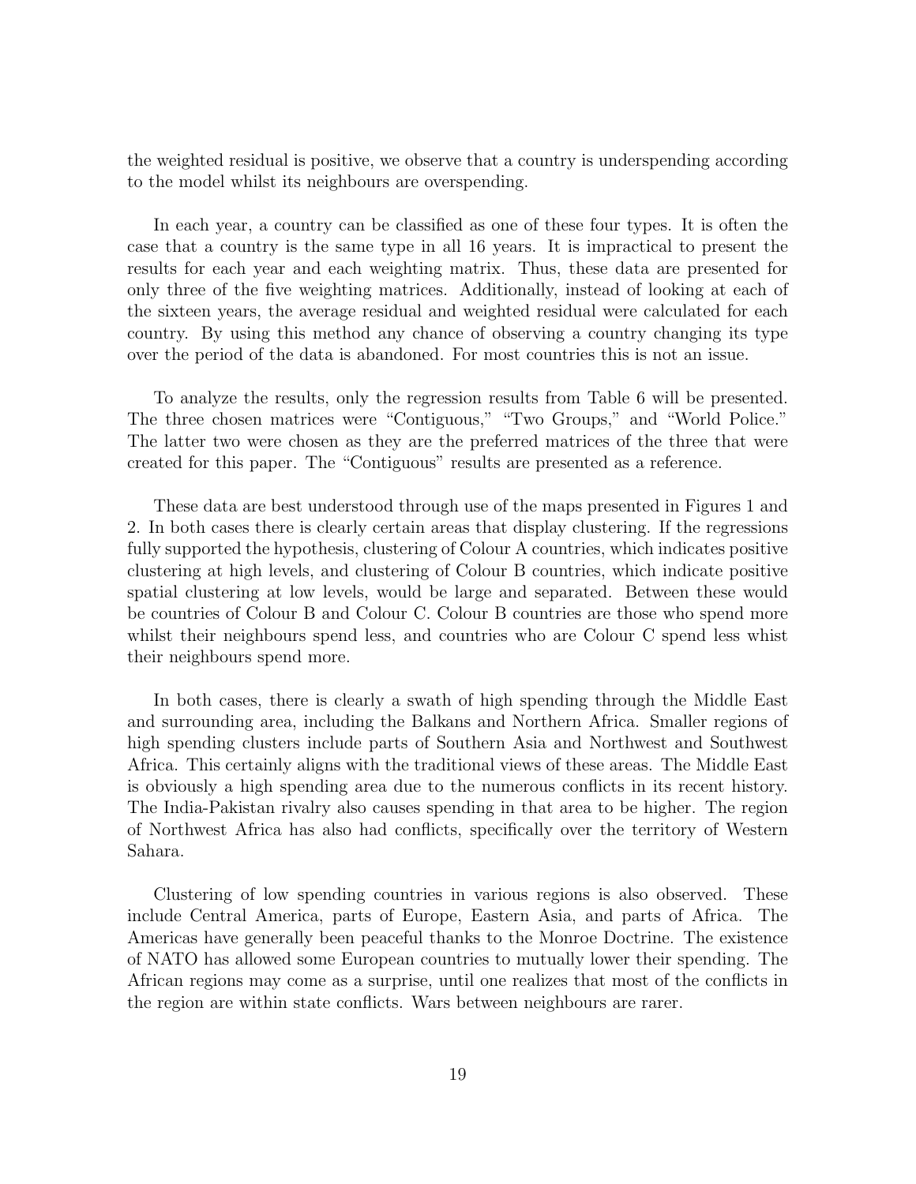the weighted residual is positive, we observe that a country is underspending according to the model whilst its neighbours are overspending.

In each year, a country can be classified as one of these four types. It is often the case that a country is the same type in all 16 years. It is impractical to present the results for each year and each weighting matrix. Thus, these data are presented for only three of the five weighting matrices. Additionally, instead of looking at each of the sixteen years, the average residual and weighted residual were calculated for each country. By using this method any chance of observing a country changing its type over the period of the data is abandoned. For most countries this is not an issue.

To analyze the results, only the regression results from Table 6 will be presented. The three chosen matrices were "Contiguous," "Two Groups," and "World Police." The latter two were chosen as they are the preferred matrices of the three that were created for this paper. The "Contiguous" results are presented as a reference.

These data are best understood through use of the maps presented in Figures 1 and 2. In both cases there is clearly certain areas that display clustering. If the regressions fully supported the hypothesis, clustering of Colour A countries, which indicates positive clustering at high levels, and clustering of Colour B countries, which indicate positive spatial clustering at low levels, would be large and separated. Between these would be countries of Colour B and Colour C. Colour B countries are those who spend more whilst their neighbours spend less, and countries who are Colour C spend less whist their neighbours spend more.

In both cases, there is clearly a swath of high spending through the Middle East and surrounding area, including the Balkans and Northern Africa. Smaller regions of high spending clusters include parts of Southern Asia and Northwest and Southwest Africa. This certainly aligns with the traditional views of these areas. The Middle East is obviously a high spending area due to the numerous conflicts in its recent history. The India-Pakistan rivalry also causes spending in that area to be higher. The region of Northwest Africa has also had conflicts, specifically over the territory of Western Sahara.

Clustering of low spending countries in various regions is also observed. These include Central America, parts of Europe, Eastern Asia, and parts of Africa. The Americas have generally been peaceful thanks to the Monroe Doctrine. The existence of NATO has allowed some European countries to mutually lower their spending. The African regions may come as a surprise, until one realizes that most of the conflicts in the region are within state conflicts. Wars between neighbours are rarer.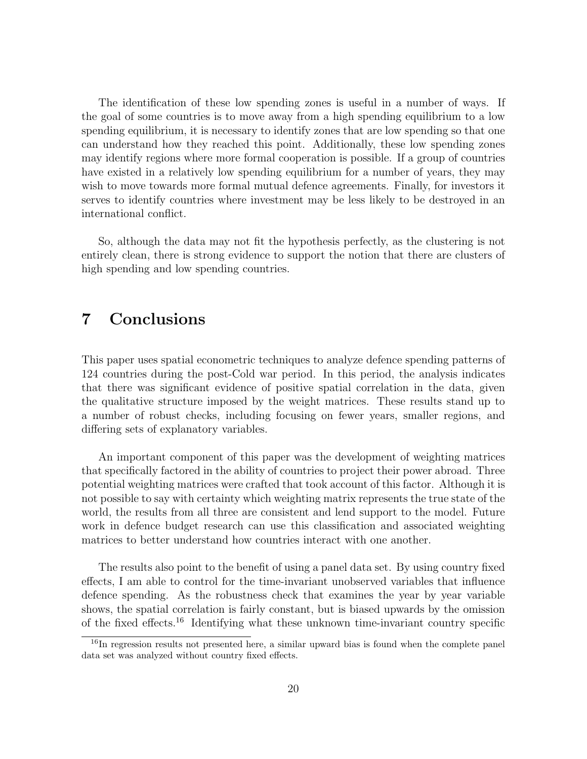The identification of these low spending zones is useful in a number of ways. If the goal of some countries is to move away from a high spending equilibrium to a low spending equilibrium, it is necessary to identify zones that are low spending so that one can understand how they reached this point. Additionally, these low spending zones may identify regions where more formal cooperation is possible. If a group of countries have existed in a relatively low spending equilibrium for a number of years, they may wish to move towards more formal mutual defence agreements. Finally, for investors it serves to identify countries where investment may be less likely to be destroyed in an international conflict.

So, although the data may not fit the hypothesis perfectly, as the clustering is not entirely clean, there is strong evidence to support the notion that there are clusters of high spending and low spending countries.

# 7 Conclusions

This paper uses spatial econometric techniques to analyze defence spending patterns of 124 countries during the post-Cold war period. In this period, the analysis indicates that there was significant evidence of positive spatial correlation in the data, given the qualitative structure imposed by the weight matrices. These results stand up to a number of robust checks, including focusing on fewer years, smaller regions, and differing sets of explanatory variables.

An important component of this paper was the development of weighting matrices that specifically factored in the ability of countries to project their power abroad. Three potential weighting matrices were crafted that took account of this factor. Although it is not possible to say with certainty which weighting matrix represents the true state of the world, the results from all three are consistent and lend support to the model. Future work in defence budget research can use this classification and associated weighting matrices to better understand how countries interact with one another.

The results also point to the benefit of using a panel data set. By using country fixed effects, I am able to control for the time-invariant unobserved variables that influence defence spending. As the robustness check that examines the year by year variable shows, the spatial correlation is fairly constant, but is biased upwards by the omission of the fixed effects.[16] Identifying what these unknown time-invariant country specific

[16] In regression results not presented here, a similar upward bias is found when the complete panel data set was analyzed without country fixed effects.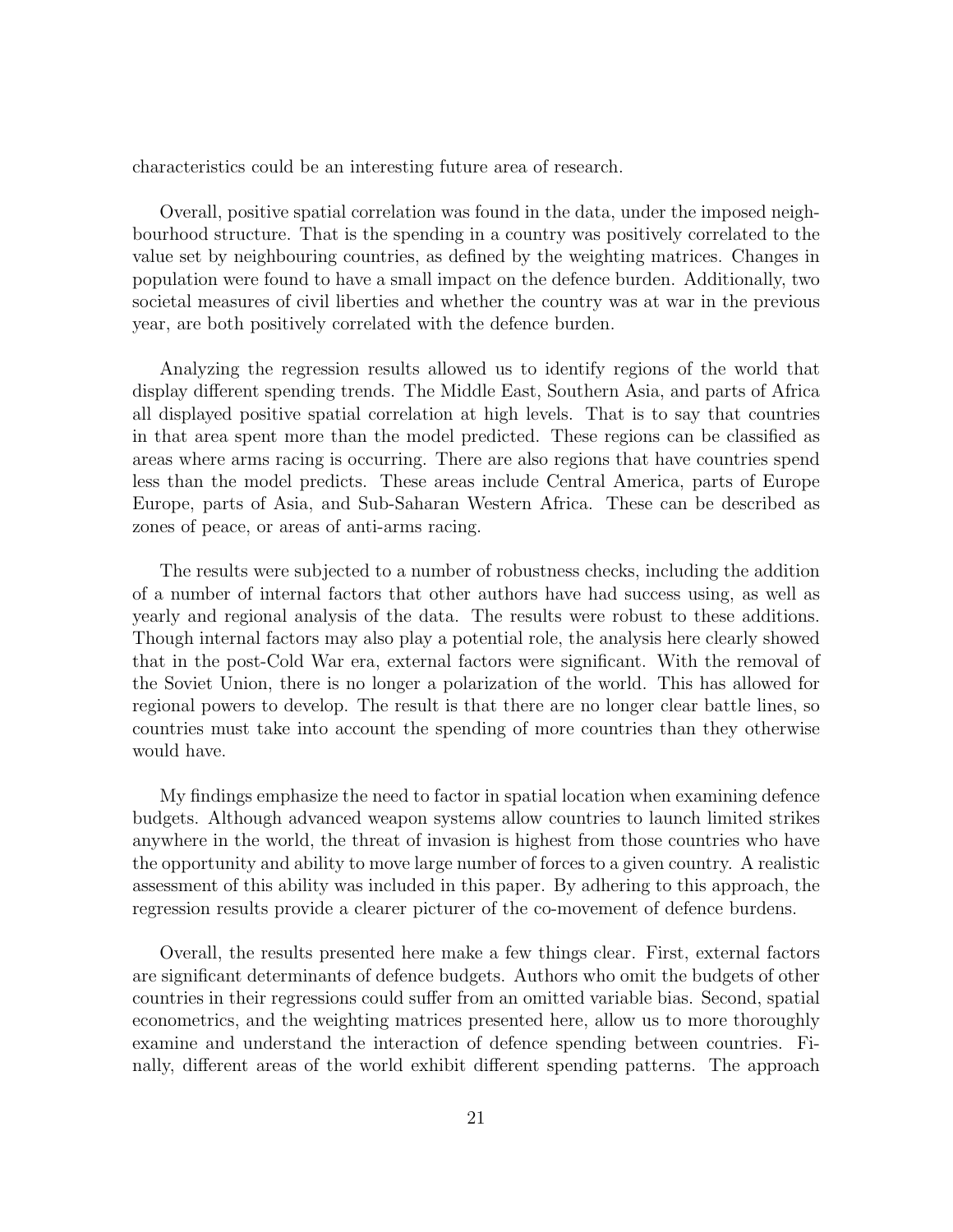characteristics could be an interesting future area of research.

Overall, positive spatial correlation was found in the data, under the imposed neighbourhood structure. That is the spending in a country was positively correlated to the value set by neighbouring countries, as defined by the weighting matrices. Changes in population were found to have a small impact on the defence burden. Additionally, two societal measures of civil liberties and whether the country was at war in the previous year, are both positively correlated with the defence burden.

Analyzing the regression results allowed us to identify regions of the world that display different spending trends. The Middle East, Southern Asia, and parts of Africa all displayed positive spatial correlation at high levels. That is to say that countries in that area spent more than the model predicted. These regions can be classified as areas where arms racing is occurring. There are also regions that have countries spend less than the model predicts. These areas include Central America, parts of Europe Europe, parts of Asia, and Sub-Saharan Western Africa. These can be described as zones of peace, or areas of anti-arms racing.

The results were subjected to a number of robustness checks, including the addition of a number of internal factors that other authors have had success using, as well as yearly and regional analysis of the data. The results were robust to these additions. Though internal factors may also play a potential role, the analysis here clearly showed that in the post-Cold War era, external factors were significant. With the removal of the Soviet Union, there is no longer a polarization of the world. This has allowed for regional powers to develop. The result is that there are no longer clear battle lines, so countries must take into account the spending of more countries than they otherwise would have.

My findings emphasize the need to factor in spatial location when examining defence budgets. Although advanced weapon systems allow countries to launch limited strikes anywhere in the world, the threat of invasion is highest from those countries who have the opportunity and ability to move large number of forces to a given country. A realistic assessment of this ability was included in this paper. By adhering to this approach, the regression results provide a clearer picturer of the co-movement of defence burdens.

Overall, the results presented here make a few things clear. First, external factors are significant determinants of defence budgets. Authors who omit the budgets of other countries in their regressions could suffer from an omitted variable bias. Second, spatial econometrics, and the weighting matrices presented here, allow us to more thoroughly examine and understand the interaction of defence spending between countries. Finally, different areas of the world exhibit different spending patterns. The approach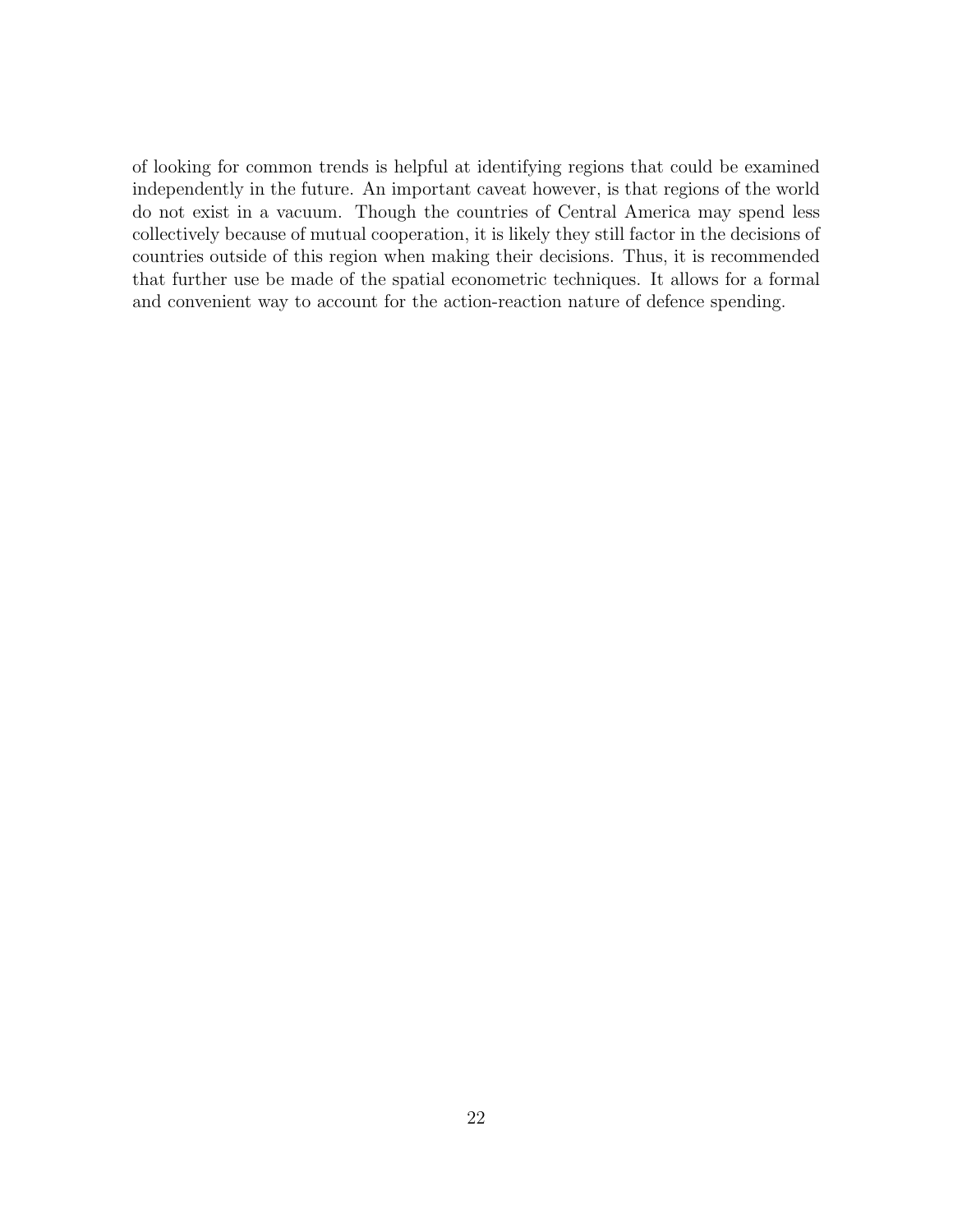of looking for common trends is helpful at identifying regions that could be examined independently in the future. An important caveat however, is that regions of the world do not exist in a vacuum. Though the countries of Central America may spend less collectively because of mutual cooperation, it is likely they still factor in the decisions of countries outside of this region when making their decisions. Thus, it is recommended that further use be made of the spatial econometric techniques. It allows for a formal and convenient way to account for the action-reaction nature of defence spending.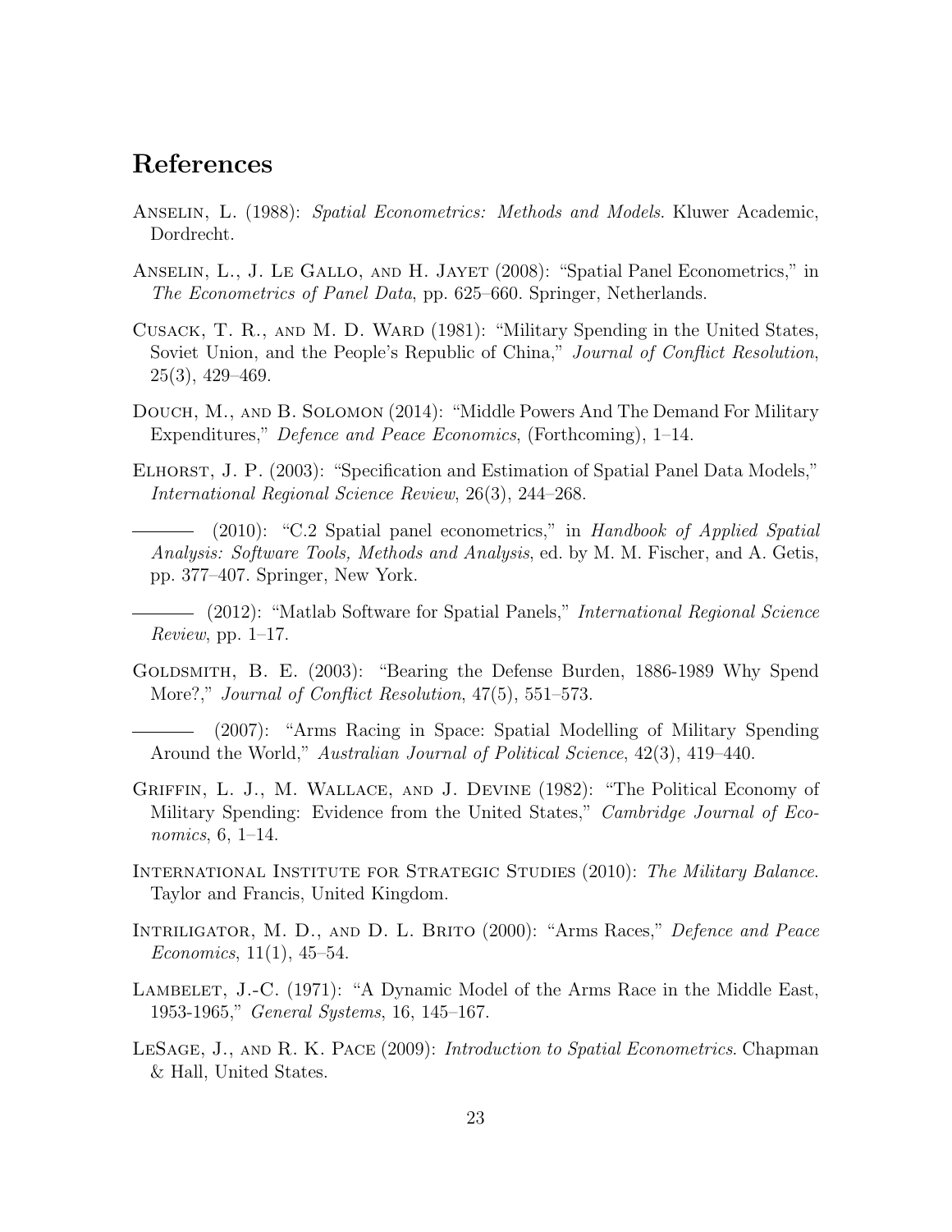## References

Anselin, L. (1988): *Spatial Econometrics: Methods and Models*. Kluwer Academic, Dordrecht.

Anselin, L., J. Le Gallo, and H. Jayet (2008): "Spatial Panel Econometrics," in *The Econometrics of Panel Data*, pp. 625–660. Springer, Netherlands.

Cusack, T. R., and M. D. Ward (1981): "Military Spending in the United States, Soviet Union, and the People's Republic of China," *Journal of Conflict Resolution*, 25(3), 429–469.

Douch, M., and B. Solomon (2014): "Middle Powers And The Demand For Military Expenditures," *Defence and Peace Economics*, (Forthcoming), 1–14.

Elhorst, J. P. (2003): "Specification and Estimation of Spatial Panel Data Models," *International Regional Science Review*, 26(3), 244–268.

——— (2010): "C.2 Spatial panel econometrics," in *Handbook of Applied Spatial Analysis: Software Tools, Methods and Analysis*, ed. by M. M. Fischer, and A. Getis, pp. 377–407. Springer, New York.

——— (2012): "Matlab Software for Spatial Panels," *International Regional Science Review*, pp. 1–17.

Goldsmith, B. E. (2003): "Bearing the Defense Burden, 1886-1989 Why Spend More?," *Journal of Conflict Resolution*, 47(5), 551–573.

——— (2007): "Arms Racing in Space: Spatial Modelling of Military Spending Around the World," *Australian Journal of Political Science*, 42(3), 419–440.

Griffin, L. J., M. Wallace, and J. Devine (1982): "The Political Economy of Military Spending: Evidence from the United States," *Cambridge Journal of Economics*, 6, 1–14.

International Institute for Strategic Studies (2010): *The Military Balance*. Taylor and Francis, United Kingdom.

Intriligator, M. D., and D. L. Brito (2000): "Arms Races," *Defence and Peace Economics*, 11(1), 45–54.

Lambelet, J.-C. (1971): "A Dynamic Model of the Arms Race in the Middle East, 1953-1965," *General Systems*, 16, 145–167.

LeSage, J., and R. K. Pace (2009): *Introduction to Spatial Econometrics*. Chapman & Hall, United States.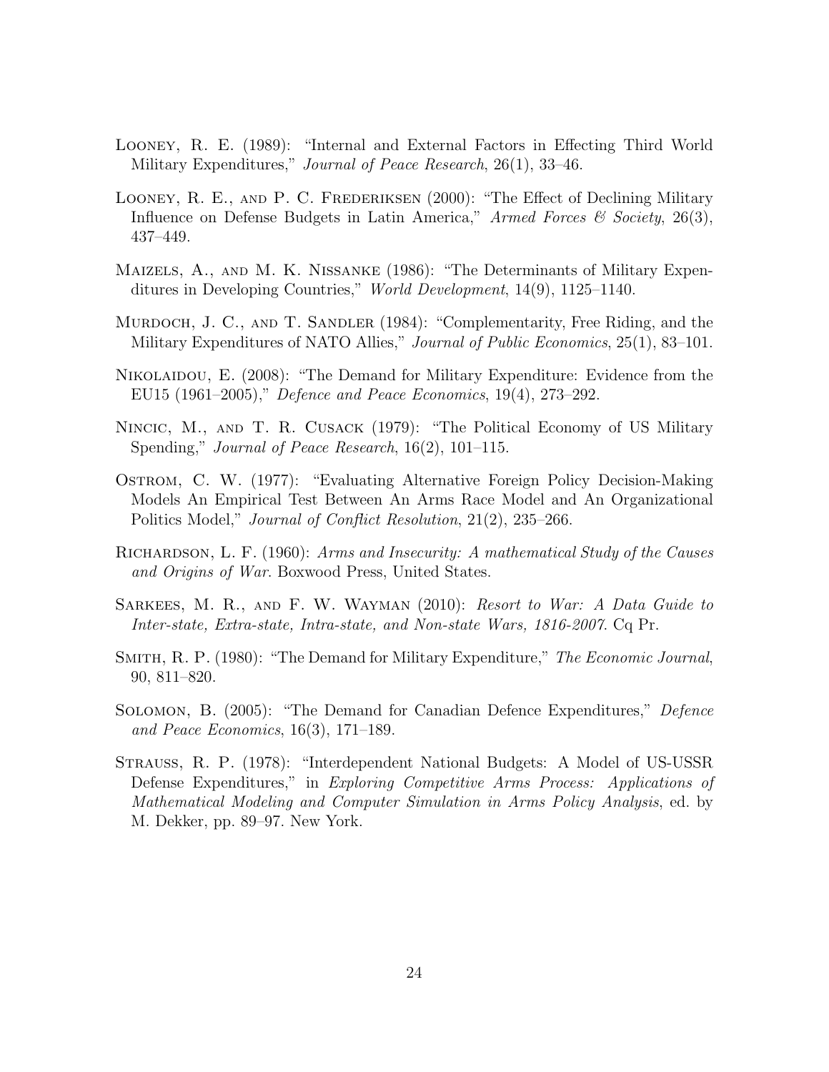Looney, R. E. (1989): "Internal and External Factors in Effecting Third World Military Expenditures," *Journal of Peace Research*, 26(1), 33–46.

Looney, R. E., and P. C. Frederiksen (2000): "The Effect of Declining Military Influence on Defense Budgets in Latin America," *Armed Forces & Society*, 26(3), 437–449.

Maizels, A., and M. K. Nissanke (1986): "The Determinants of Military Expenditures in Developing Countries," *World Development*, 14(9), 1125–1140.

Murdoch, J. C., and T. Sandler (1984): "Complementarity, Free Riding, and the Military Expenditures of NATO Allies," *Journal of Public Economics*, 25(1), 83–101.

Nikolaidou, E. (2008): "The Demand for Military Expenditure: Evidence from the EU15 (1961–2005)," *Defence and Peace Economics*, 19(4), 273–292.

Nincic, M., and T. R. Cusack (1979): "The Political Economy of US Military Spending," *Journal of Peace Research*, 16(2), 101–115.

Ostrom, C. W. (1977): "Evaluating Alternative Foreign Policy Decision-Making Models An Empirical Test Between An Arms Race Model and An Organizational Politics Model," *Journal of Conflict Resolution*, 21(2), 235–266.

Richardson, L. F. (1960): *Arms and Insecurity: A mathematical Study of the Causes and Origins of War*. Boxwood Press, United States.

Sarkees, M. R., and F. W. Wayman (2010): *Resort to War: A Data Guide to Inter-state, Extra-state, Intra-state, and Non-state Wars, 1816-2007*. Cq Pr.

Smith, R. P. (1980): "The Demand for Military Expenditure," *The Economic Journal*, 90, 811–820.

Solomon, B. (2005): "The Demand for Canadian Defence Expenditures," *Defence and Peace Economics*, 16(3), 171–189.

Strauss, R. P. (1978): "Interdependent National Budgets: A Model of US-USSR Defense Expenditures," in *Exploring Competitive Arms Process: Applications of Mathematical Modeling and Computer Simulation in Arms Policy Analysis*, ed. by M. Dekker, pp. 89–97. New York.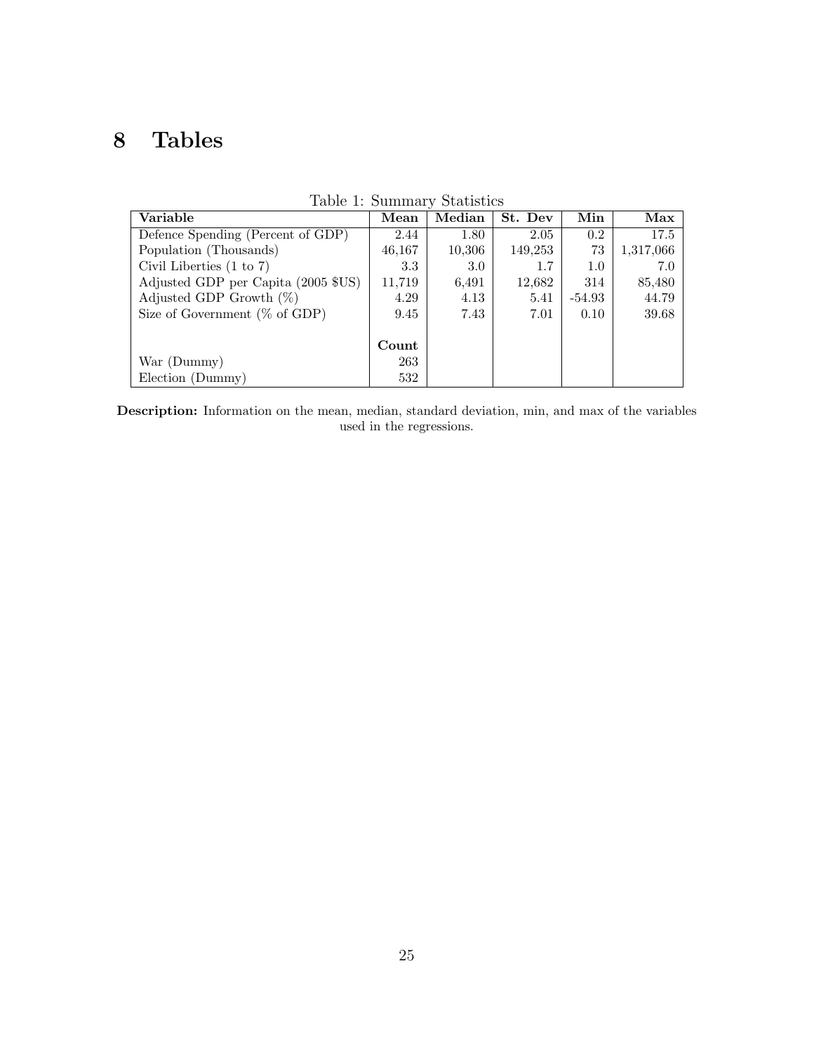# 8 Tables

Table 1: Summary Statistics

| Variable | Mean | Median | St. Dev | Min | Max |
|---|---|---|---|---|---|
| Defence Spending (Percent of GDP) | 2.44 | 1.80 | 2.05 | 0.2 | 17.5 |
| Population (Thousands) | 46,167 | 10,306 | 149,253 | 73 | 1,317,066 |
| Civil Liberties (1 to 7) | 3.3 | 3.0 | 1.7 | 1.0 | 7.0 |
| Adjusted GDP per Capita (2005 $US) | 11,719 | 6,491 | 12,682 | 314 | 85,480 |
| Adjusted GDP Growth (%) | 4.29 | 4.13 | 5.41 | -54.93 | 44.79 |
| Size of Government (% of GDP) | 9.45 | 7.43 | 7.01 | 0.10 | 39.68 |
| | | | | | |
| | **Count** | | | | |
| War (Dummy) | 263 | | | | |
| Election (Dummy) | 532 | | | | |

**Description:** Information on the mean, median, standard deviation, min, and max of the variables used in the regressions.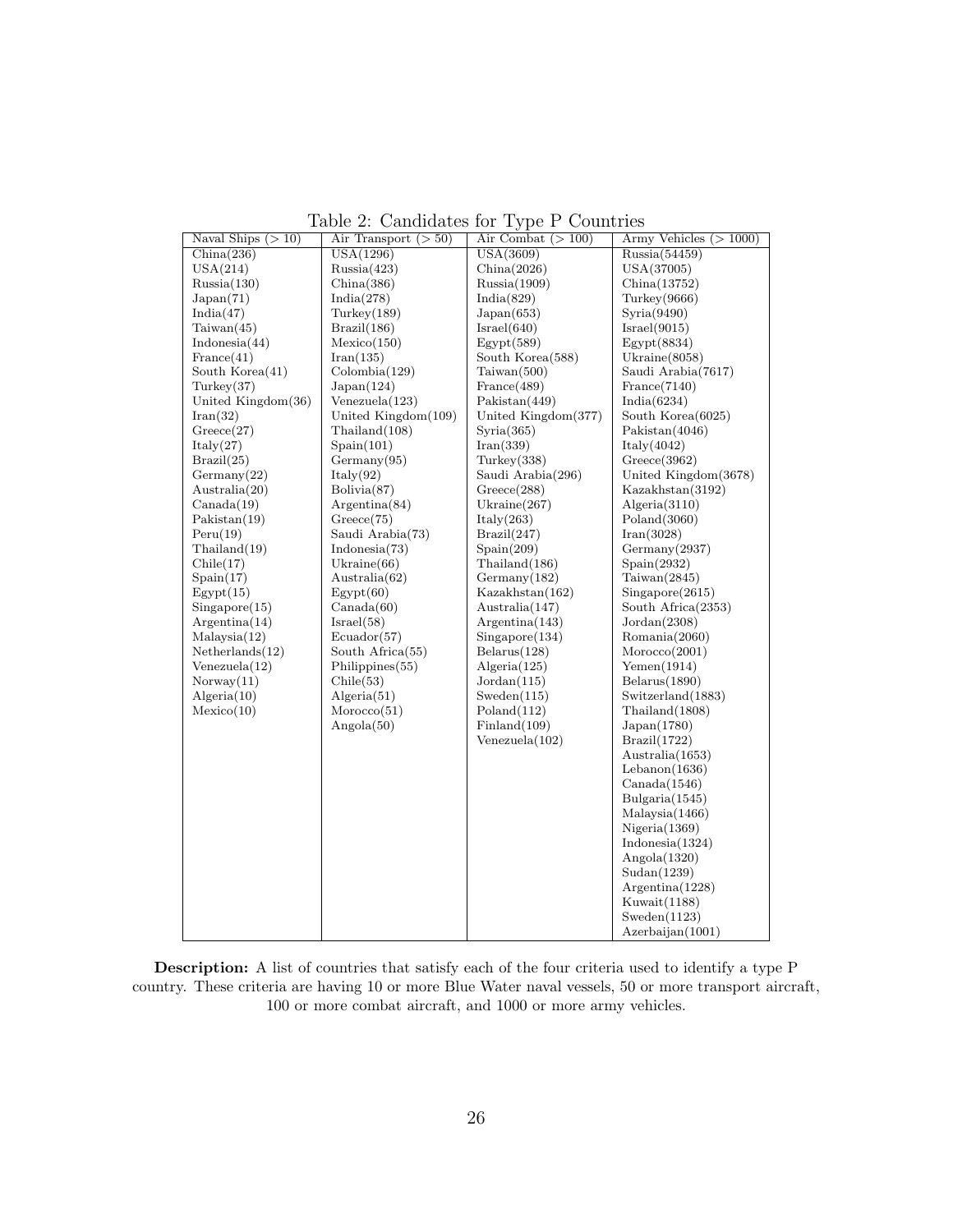Table 2: Candidates for Type P Countries

| Naval Ships ($>10$) | Air Transport ($>50$) | Air Combat ($>100$) | Army Vehicles ($>1000$) |
|---|---|---|---|
| China(236) | USA(1296) | USA(3609) | Russia(54459) |
| USA(214) | Russia(423) | China(2026) | USA(37005) |
| Russia(130) | China(386) | Russia(1909) | China(13752) |
| Japan(71) | India(278) | India(829) | Turkey(9666) |
| India(47) | Turkey(189) | Japan(653) | Syria(9490) |
| Taiwan(45) | Brazil(186) | Israel(640) | Israel(9015) |
| Indonesia(44) | Mexico(150) | Egypt(589) | Egypt(8834) |
| France(41) | Iran(135) | South Korea(588) | Ukraine(8058) |
| South Korea(41) | Colombia(129) | Taiwan(500) | Saudi Arabia(7617) |
| Turkey(37) | Japan(124) | France(489) | France(7140) |
| United Kingdom(36) | Venezuela(123) | Pakistan(449) | India(6234) |
| Iran(32) | United Kingdom(109) | United Kingdom(377) | South Korea(6025) |
| Greece(27) | Thailand(108) | Syria(365) | Pakistan(4046) |
| Italy(27) | Spain(101) | Iran(339) | Italy(4042) |
| Brazil(25) | Germany(95) | Turkey(338) | Greece(3962) |
| Germany(22) | Italy(92) | Saudi Arabia(296) | United Kingdom(3678) |
| Australia(20) | Bolivia(87) | Greece(288) | Kazakhstan(3192) |
| Canada(19) | Argentina(84) | Ukraine(267) | Algeria(3110) |
| Pakistan(19) | Greece(75) | Italy(263) | Poland(3060) |
| Peru(19) | Saudi Arabia(73) | Brazil(247) | Iran(3028) |
| Thailand(19) | Indonesia(73) | Spain(209) | Germany(2937) |
| Chile(17) | Ukraine(66) | Thailand(186) | Spain(2932) |
| Spain(17) | Australia(62) | Germany(182) | Taiwan(2845) |
| Egypt(15) | Egypt(60) | Kazakhstan(162) | Singapore(2615) |
| Singapore(15) | Canada(60) | Australia(147) | South Africa(2353) |
| Argentina(14) | Israel(58) | Argentina(143) | Jordan(2308) |
| Malaysia(12) | Ecuador(57) | Singapore(134) | Romania(2060) |
| Netherlands(12) | South Africa(55) | Belarus(128) | Morocco(2001) |
| Venezuela(12) | Philippines(55) | Algeria(125) | Yemen(1914) |
| Norway(11) | Chile(53) | Jordan(115) | Belarus(1890) |
| Algeria(10) | Algeria(51) | Sweden(115) | Switzerland(1883) |
| Mexico(10) | Morocco(51) | Poland(112) | Thailand(1808) |
| | Angola(50) | Finland(109) | Japan(1780) |
| | | Venezuela(102) | Brazil(1722) |
| | | | Australia(1653) |
| | | | Lebanon(1636) |
| | | | Canada(1546) |
| | | | Bulgaria(1545) |
| | | | Malaysia(1466) |
| | | | Nigeria(1369) |
| | | | Indonesia(1324) |
| | | | Angola(1320) |
| | | | Sudan(1239) |
| | | | Argentina(1228) |
| | | | Kuwait(1188) |
| | | | Sweden(1123) |
| | | | Azerbaijan(1001) |

**Description:** A list of countries that satisfy each of the four criteria used to identify a type P country. These criteria are having 10 or more Blue Water naval vessels, 50 or more transport aircraft, 100 or more combat aircraft, and 1000 or more army vehicles.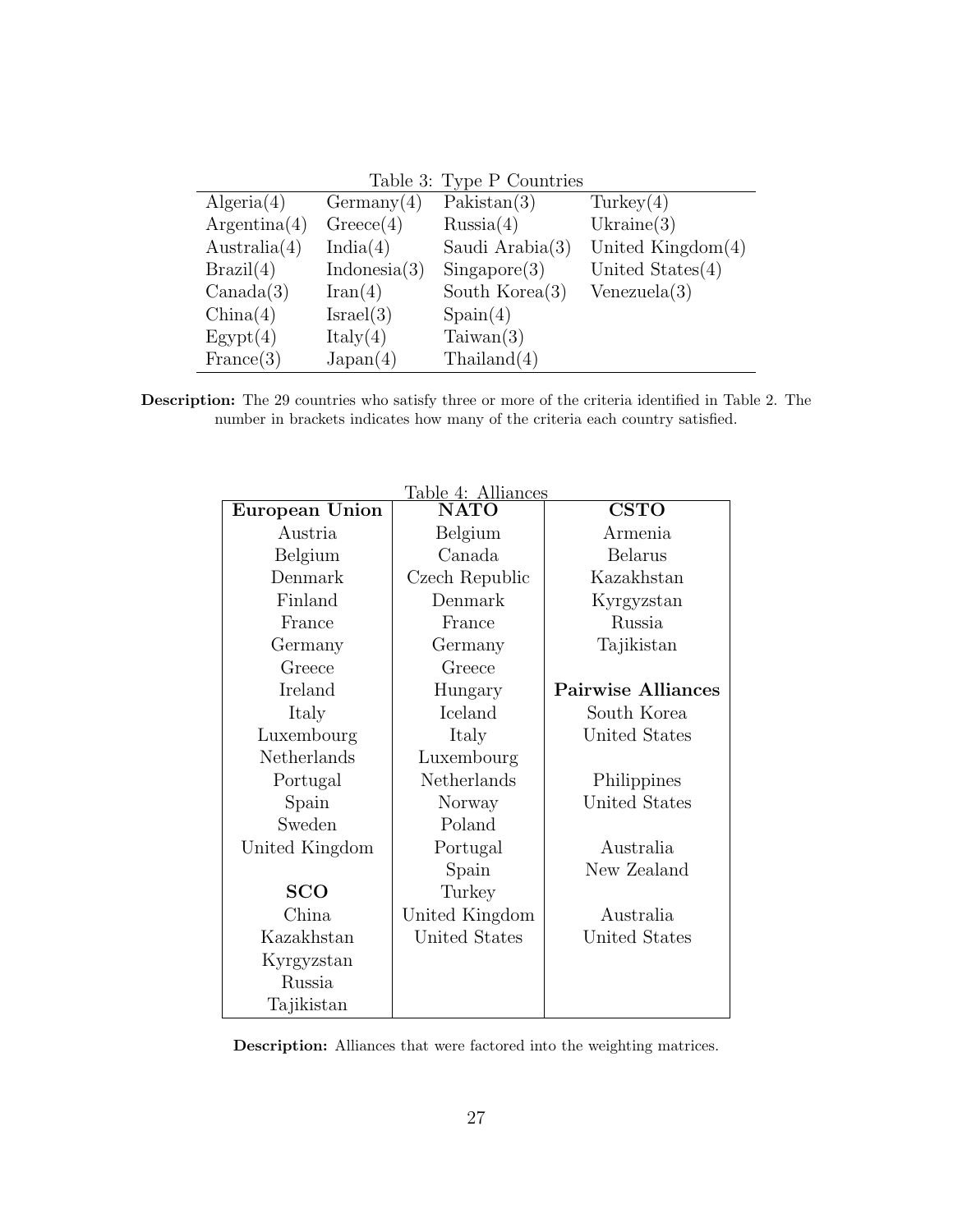Table 3: Type P Countries

| | | | |
|---|---|---|---|
| Algeria(4) | Germany(4) | Pakistan(3) | Turkey(4) |
| Argentina(4) | Greece(4) | Russia(4) | Ukraine(3) |
| Australia(4) | India(4) | Saudi Arabia(3) | United Kingdom(4) |
| Brazil(4) | Indonesia(3) | Singapore(3) | United States(4) |
| Canada(3) | Iran(4) | South Korea(3) | Venezuela(3) |
| China(4) | Israel(3) | Spain(4) | |
| Egypt(4) | Italy(4) | Taiwan(3) | |
| France(3) | Japan(4) | Thailand(4) | |

**Description:** The 29 countries who satisfy three or more of the criteria identified in Table 2. The number in brackets indicates how many of the criteria each country satisfied.

Table 4: Alliances

| **European Union** | **NATO** | **CSTO** |
|---|---|---|
| Austria | Belgium | Armenia |
| Belgium | Canada | Belarus |
| Denmark | Czech Republic | Kazakhstan |
| Finland | Denmark | Kyrgyzstan |
| France | France | Russia |
| Germany | Germany | Tajikistan |
| Greece | Greece | |
| Ireland | Hungary | **Pairwise Alliances** |
| Italy | Iceland | South Korea |
| Luxembourg | Italy | United States |
| Netherlands | Luxembourg | |
| Portugal | Netherlands | Philippines |
| Spain | Norway | United States |
| Sweden | Poland | |
| United Kingdom | Portugal | Australia |
| | Spain | New Zealand |
| **SCO** | Turkey | |
| China | United Kingdom | Australia |
| Kazakhstan | United States | United States |
| Kyrgyzstan | | |
| Russia | | |
| Tajikistan | | |

**Description:** Alliances that were factored into the weighting matrices.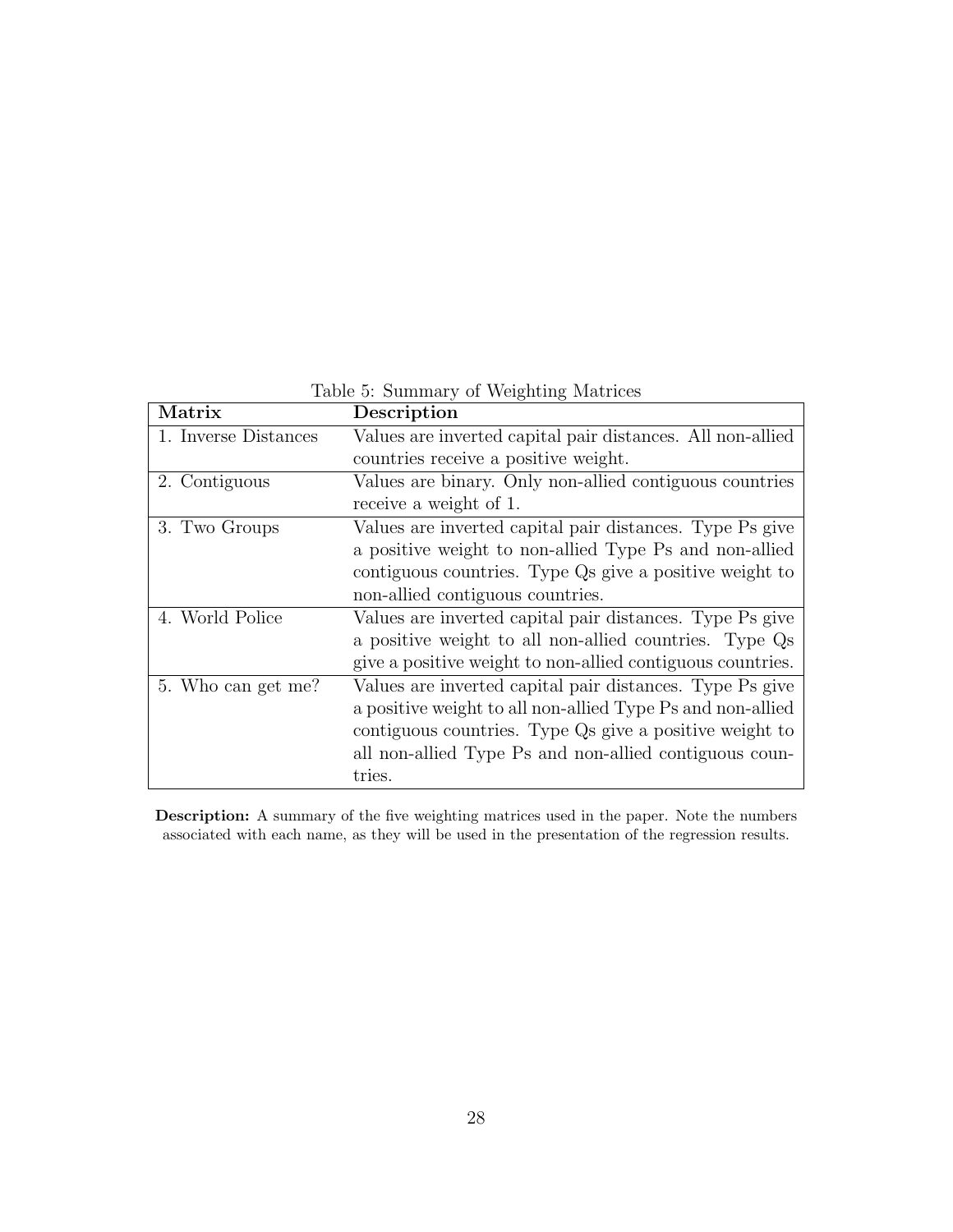Table 5: Summary of Weighting Matrices

| **Matrix** | **Description** |
|---|---|
| 1. Inverse Distances | Values are inverted capital pair distances. All non-allied countries receive a positive weight. |
| 2. Contiguous | Values are binary. Only non-allied contiguous countries receive a weight of 1. |
| 3. Two Groups | Values are inverted capital pair distances. Type Ps give a positive weight to non-allied Type Ps and non-allied contiguous countries. Type Qs give a positive weight to non-allied contiguous countries. |
| 4. World Police | Values are inverted capital pair distances. Type Ps give a positive weight to all non-allied countries. Type Qs give a positive weight to non-allied contiguous countries. |
| 5. Who can get me? | Values are inverted capital pair distances. Type Ps give a positive weight to all non-allied Type Ps and non-allied contiguous countries. Type Qs give a positive weight to all non-allied Type Ps and non-allied contiguous countries. |

**Description:** A summary of the five weighting matrices used in the paper. Note the numbers associated with each name, as they will be used in the presentation of the regression results.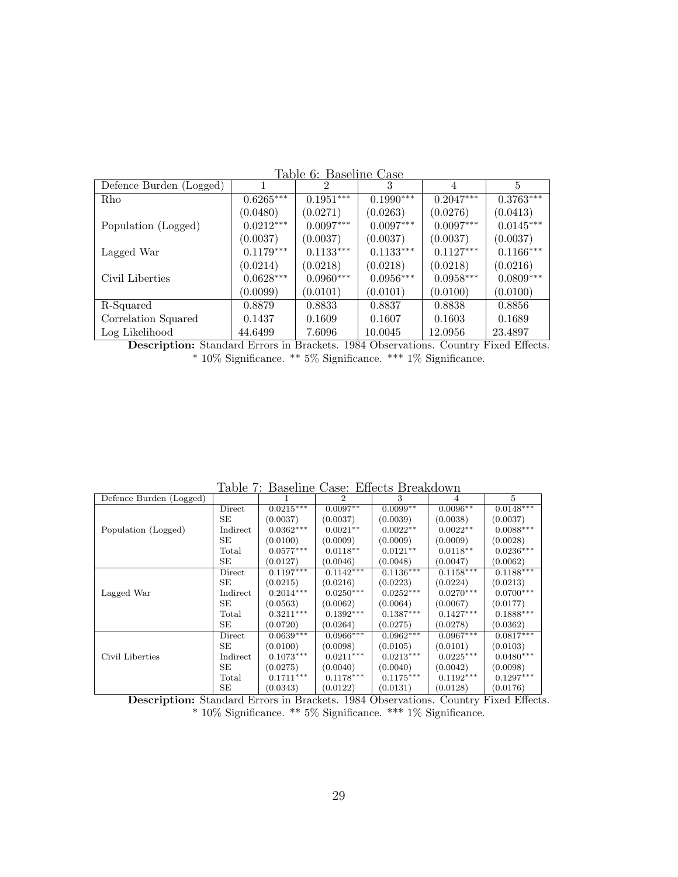Table 6: Baseline Case

| Defence Burden (Logged) | 1 | 2 | 3 | 4 | 5 |
|---|---|---|---|---|---|
| Rho | 0.6265*** | 0.1951*** | 0.1990*** | 0.2047*** | 0.3763*** |
| | (0.0480) | (0.0271) | (0.0263) | (0.0276) | (0.0413) |
| Population (Logged) | 0.0212*** | 0.0097*** | 0.0097*** | 0.0097*** | 0.0145*** |
| | (0.0037) | (0.0037) | (0.0037) | (0.0037) | (0.0037) |
| Lagged War | 0.1179*** | 0.1133*** | 0.1133*** | 0.1127*** | 0.1166*** |
| | (0.0214) | (0.0218) | (0.0218) | (0.0218) | (0.0216) |
| Civil Liberties | 0.0628*** | 0.0960*** | 0.0956*** | 0.0958*** | 0.0809*** |
| | (0.0099) | (0.0101) | (0.0101) | (0.0100) | (0.0100) |
| R-Squared | 0.8879 | 0.8833 | 0.8837 | 0.8838 | 0.8856 |
| Correlation Squared | 0.1437 | 0.1609 | 0.1607 | 0.1603 | 0.1689 |
| Log Likelihood | 44.6499 | 7.6096 | 10.0045 | 12.0956 | 23.4897 |

**Description:** Standard Errors in Brackets. 1984 Observations. Country Fixed Effects.
* 10% Significance. ** 5% Significance. *** 1% Significance.

Table 7: Baseline Case: Effects Breakdown

| Defence Burden (Logged) | | 1 | 2 | 3 | 4 | 5 |
|---|---|---|---|---|---|---|
| Population (Logged) | Direct | 0.0215*** | 0.0097** | 0.0099** | 0.0096** | 0.0148*** |
| | SE | (0.0037) | (0.0037) | (0.0039) | (0.0038) | (0.0037) |
| | Indirect | 0.0362*** | 0.0021** | 0.0022** | 0.0022** | 0.0088*** |
| | SE | (0.0100) | (0.0009) | (0.0009) | (0.0009) | (0.0028) |
| | Total | 0.0577*** | 0.0118** | 0.0121** | 0.0118** | 0.0236*** |
| | SE | (0.0127) | (0.0046) | (0.0048) | (0.0047) | (0.0062) |
| Lagged War | Direct | 0.1197*** | 0.1142*** | 0.1136*** | 0.1158*** | 0.1188*** |
| | SE | (0.0215) | (0.0216) | (0.0223) | (0.0224) | (0.0213) |
| | Indirect | 0.2014*** | 0.0250*** | 0.0252*** | 0.0270*** | 0.0700*** |
| | SE | (0.0563) | (0.0062) | (0.0064) | (0.0067) | (0.0177) |
| | Total | 0.3211*** | 0.1392*** | 0.1387*** | 0.1427*** | 0.1888*** |
| | SE | (0.0720) | (0.0264) | (0.0275) | (0.0278) | (0.0362) |
| Civil Liberties | Direct | 0.0639*** | 0.0966*** | 0.0962*** | 0.0967*** | 0.0817*** |
| | SE | (0.0100) | (0.0098) | (0.0105) | (0.0101) | (0.0103) |
| | Indirect | 0.1073*** | 0.0211*** | 0.0213*** | 0.0225*** | 0.0480*** |
| | SE | (0.0275) | (0.0040) | (0.0040) | (0.0042) | (0.0098) |
| | Total | 0.1711*** | 0.1178*** | 0.1175*** | 0.1192*** | 0.1297*** |
| | SE | (0.0343) | (0.0122) | (0.0131) | (0.0128) | (0.0176) |

**Description:** Standard Errors in Brackets. 1984 Observations. Country Fixed Effects.
* 10% Significance. ** 5% Significance. *** 1% Significance.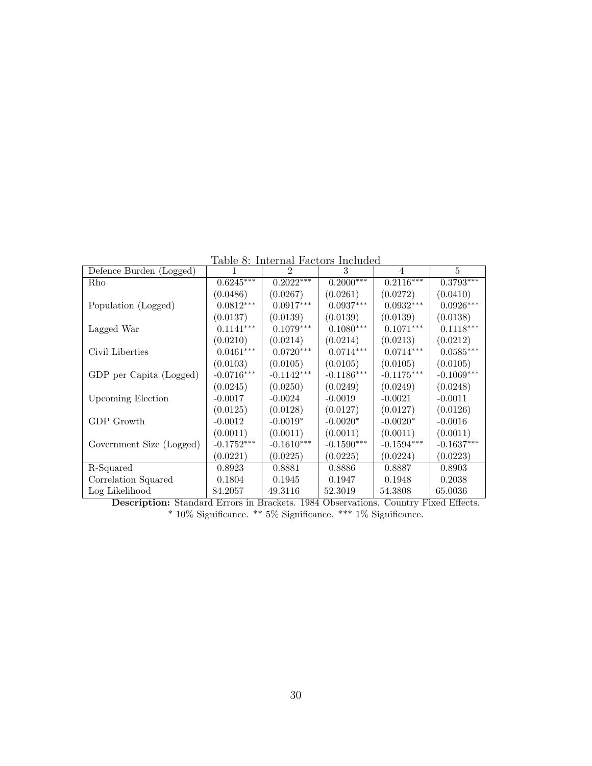Table 8: Internal Factors Included

| Defence Burden (Logged) | 1 | 2 | 3 | 4 | 5 |
|---|---|---|---|---|---|
| Rho | 0.6245*** | 0.2022*** | 0.2000*** | 0.2116*** | 0.3793*** |
| | (0.0486) | (0.0267) | (0.0261) | (0.0272) | (0.0410) |
| Population (Logged) | 0.0812*** | 0.0917*** | 0.0937*** | 0.0932*** | 0.0926*** |
| | (0.0137) | (0.0139) | (0.0139) | (0.0139) | (0.0138) |
| Lagged War | 0.1141*** | 0.1079*** | 0.1080*** | 0.1071*** | 0.1118*** |
| | (0.0210) | (0.0214) | (0.0214) | (0.0213) | (0.0212) |
| Civil Liberties | 0.0461*** | 0.0720*** | 0.0714*** | 0.0714*** | 0.0585*** |
| | (0.0103) | (0.0105) | (0.0105) | (0.0105) | (0.0105) |
| GDP per Capita (Logged) | -0.0716*** | -0.1142*** | -0.1186*** | -0.1175*** | -0.1069*** |
| | (0.0245) | (0.0250) | (0.0249) | (0.0249) | (0.0248) |
| Upcoming Election | -0.0017 | -0.0024 | -0.0019 | -0.0021 | -0.0011 |
| | (0.0125) | (0.0128) | (0.0127) | (0.0127) | (0.0126) |
| GDP Growth | -0.0012 | -0.0019* | -0.0020* | -0.0020* | -0.0016 |
| | (0.0011) | (0.0011) | (0.0011) | (0.0011) | (0.0011) |
| Government Size (Logged) | -0.1752*** | -0.1610*** | -0.1590*** | -0.1594*** | -0.1637*** |
| | (0.0221) | (0.0225) | (0.0225) | (0.0224) | (0.0223) |
| R-Squared | 0.8923 | 0.8881 | 0.8886 | 0.8887 | 0.8903 |
| Correlation Squared | 0.1804 | 0.1945 | 0.1947 | 0.1948 | 0.2038 |
| Log Likelihood | 84.2057 | 49.3116 | 52.3019 | 54.3808 | 65.0036 |

**Description:** Standard Errors in Brackets. 1984 Observations. Country Fixed Effects.
* 10% Significance. ** 5% Significance. *** 1% Significance.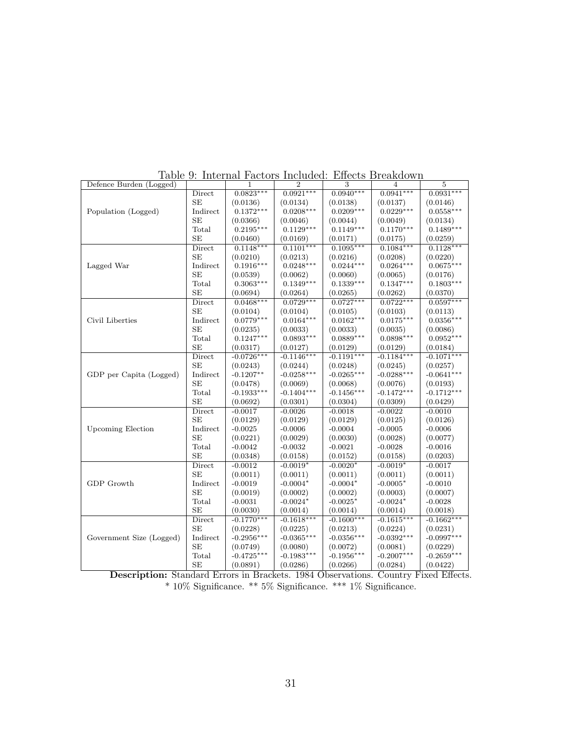Table 9: Internal Factors Included: Effects Breakdown

| Defence Burden (Logged) | | 1 | 2 | 3 | 4 | 5 |
|---|---|---|---|---|---|---|
| Population (Logged) | Direct | 0.0823*** | 0.0921*** | 0.0940*** | 0.0941*** | 0.0931*** |
| | SE | (0.0136) | (0.0134) | (0.0138) | (0.0137) | (0.0146) |
| | Indirect | 0.1372*** | 0.0208*** | 0.0209*** | 0.0229*** | 0.0558*** |
| | SE | (0.0366) | (0.0046) | (0.0044) | (0.0049) | (0.0134) |
| | Total | 0.2195*** | 0.1129*** | 0.1149*** | 0.1170*** | 0.1489*** |
| | SE | (0.0460) | (0.0169) | (0.0171) | (0.0175) | (0.0259) |
| Lagged War | Direct | 0.1148*** | 0.1101*** | 0.1095*** | 0.1084*** | 0.1128*** |
| | SE | (0.0210) | (0.0213) | (0.0216) | (0.0208) | (0.0220) |
| | Indirect | 0.1916*** | 0.0248*** | 0.0244*** | 0.0264*** | 0.0675*** |
| | SE | (0.0539) | (0.0062) | (0.0060) | (0.0065) | (0.0176) |
| | Total | 0.3063*** | 0.1349*** | 0.1339*** | 0.1347*** | 0.1803*** |
| | SE | (0.0694) | (0.0264) | (0.0265) | (0.0262) | (0.0370) |
| Civil Liberties | Direct | 0.0468*** | 0.0729*** | 0.0727*** | 0.0722*** | 0.0597*** |
| | SE | (0.0104) | (0.0104) | (0.0105) | (0.0103) | (0.0113) |
| | Indirect | 0.0779*** | 0.0164*** | 0.0162*** | 0.0175*** | 0.0356*** |
| | SE | (0.0235) | (0.0033) | (0.0033) | (0.0035) | (0.0086) |
| | Total | 0.1247*** | 0.0893*** | 0.0889*** | 0.0898*** | 0.0952*** |
| | SE | (0.0317) | (0.0127) | (0.0129) | (0.0129) | (0.0184) |
| GDP per Capita (Logged) | Direct | -0.0726*** | -0.1146*** | -0.1191*** | -0.1184*** | -0.1071*** |
| | SE | (0.0243) | (0.0244) | (0.0248) | (0.0245) | (0.0257) |
| | Indirect | -0.1207** | -0.0258*** | -0.0265*** | -0.0288*** | -0.0641*** |
| | SE | (0.0478) | (0.0069) | (0.0068) | (0.0076) | (0.0193) |
| | Total | -0.1933*** | -0.1404*** | -0.1456*** | -0.1472*** | -0.1712*** |
| | SE | (0.0692) | (0.0301) | (0.0304) | (0.0309) | (0.0429) |
| Upcoming Election | Direct | -0.0017 | -0.0026 | -0.0018 | -0.0022 | -0.0010 |
| | SE | (0.0129) | (0.0129) | (0.0129) | (0.0125) | (0.0126) |
| | Indirect | -0.0025 | -0.0006 | -0.0004 | -0.0005 | -0.0006 |
| | SE | (0.0221) | (0.0029) | (0.0030) | (0.0028) | (0.0077) |
| | Total | -0.0042 | -0.0032 | -0.0021 | -0.0028 | -0.0016 |
| | SE | (0.0348) | (0.0158) | (0.0152) | (0.0158) | (0.0203) |
| GDP Growth | Direct | -0.0012 | -0.0019* | -0.0020* | -0.0019* | -0.0017 |
| | SE | (0.0011) | (0.0011) | (0.0011) | (0.0011) | (0.0011) |
| | Indirect | -0.0019 | -0.0004* | -0.0004* | -0.0005* | -0.0010 |
| | SE | (0.0019) | (0.0002) | (0.0002) | (0.0003) | (0.0007) |
| | Total | -0.0031 | -0.0024* | -0.0025* | -0.0024* | -0.0028 |
| | SE | (0.0030) | (0.0014) | (0.0014) | (0.0014) | (0.0018) |
| Government Size (Logged) | Direct | -0.1770*** | -0.1618*** | -0.1600*** | -0.1615*** | -0.1662*** |
| | SE | (0.0228) | (0.0225) | (0.0213) | (0.0224) | (0.0231) |
| | Indirect | -0.2956*** | -0.0365*** | -0.0356*** | -0.0392*** | -0.0997*** |
| | SE | (0.0749) | (0.0080) | (0.0072) | (0.0081) | (0.0229) |
| | Total | -0.4725*** | -0.1983*** | -0.1956*** | -0.2007*** | -0.2659*** |
| | SE | (0.0891) | (0.0286) | (0.0266) | (0.0284) | (0.0422) |

**Description:** Standard Errors in Brackets. 1984 Observations. Country Fixed Effects.
* 10% Significance. ** 5% Significance. *** 1% Significance.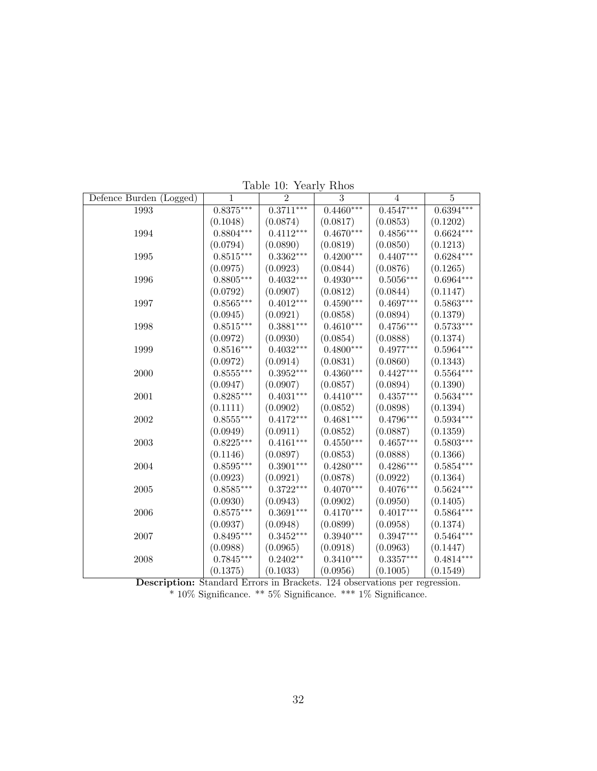Table 10: Yearly Rhos

| Defence Burden (Logged) | 1 | 2 | 3 | 4 | 5 |
|---|---|---|---|---|---|
| 1993 | 0.8375*** | 0.3711*** | 0.4460*** | 0.4547*** | 0.6394*** |
| | (0.1048) | (0.0874) | (0.0817) | (0.0853) | (0.1202) |
| 1994 | 0.8804*** | 0.4112*** | 0.4670*** | 0.4856*** | 0.6624*** |
| | (0.0794) | (0.0890) | (0.0819) | (0.0850) | (0.1213) |
| 1995 | 0.8515*** | 0.3362*** | 0.4200*** | 0.4407*** | 0.6284*** |
| | (0.0975) | (0.0923) | (0.0844) | (0.0876) | (0.1265) |
| 1996 | 0.8805*** | 0.4032*** | 0.4930*** | 0.5056*** | 0.6964*** |
| | (0.0792) | (0.0907) | (0.0812) | (0.0844) | (0.1147) |
| 1997 | 0.8565*** | 0.4012*** | 0.4590*** | 0.4697*** | 0.5863*** |
| | (0.0945) | (0.0921) | (0.0858) | (0.0894) | (0.1379) |
| 1998 | 0.8515*** | 0.3881*** | 0.4610*** | 0.4756*** | 0.5733*** |
| | (0.0972) | (0.0930) | (0.0854) | (0.0888) | (0.1374) |
| 1999 | 0.8516*** | 0.4032*** | 0.4800*** | 0.4977*** | 0.5964*** |
| | (0.0972) | (0.0914) | (0.0831) | (0.0860) | (0.1343) |
| 2000 | 0.8555*** | 0.3952*** | 0.4360*** | 0.4427*** | 0.5564*** |
| | (0.0947) | (0.0907) | (0.0857) | (0.0894) | (0.1390) |
| 2001 | 0.8285*** | 0.4031*** | 0.4410*** | 0.4357*** | 0.5634*** |
| | (0.1111) | (0.0902) | (0.0852) | (0.0898) | (0.1394) |
| 2002 | 0.8555*** | 0.4172*** | 0.4681*** | 0.4796*** | 0.5934*** |
| | (0.0949) | (0.0911) | (0.0852) | (0.0887) | (0.1359) |
| 2003 | 0.8225*** | 0.4161*** | 0.4550*** | 0.4657*** | 0.5803*** |
| | (0.1146) | (0.0897) | (0.0853) | (0.0888) | (0.1366) |
| 2004 | 0.8595*** | 0.3901*** | 0.4280*** | 0.4286*** | 0.5854*** |
| | (0.0923) | (0.0921) | (0.0878) | (0.0922) | (0.1364) |
| 2005 | 0.8585*** | 0.3722*** | 0.4070*** | 0.4076*** | 0.5624*** |
| | (0.0930) | (0.0943) | (0.0902) | (0.0950) | (0.1405) |
| 2006 | 0.8575*** | 0.3691*** | 0.4170*** | 0.4017*** | 0.5864*** |
| | (0.0937) | (0.0948) | (0.0899) | (0.0958) | (0.1374) |
| 2007 | 0.8495*** | 0.3452*** | 0.3940*** | 0.3947*** | 0.5464*** |
| | (0.0988) | (0.0965) | (0.0918) | (0.0963) | (0.1447) |
| 2008 | 0.7845*** | 0.2402** | 0.3410*** | 0.3357*** | 0.4814*** |
| | (0.1375) | (0.1033) | (0.0956) | (0.1005) | (0.1549) |

**Description:** Standard Errors in Brackets. 124 observations per regression.
* 10% Significance. ** 5% Significance. *** 1% Significance.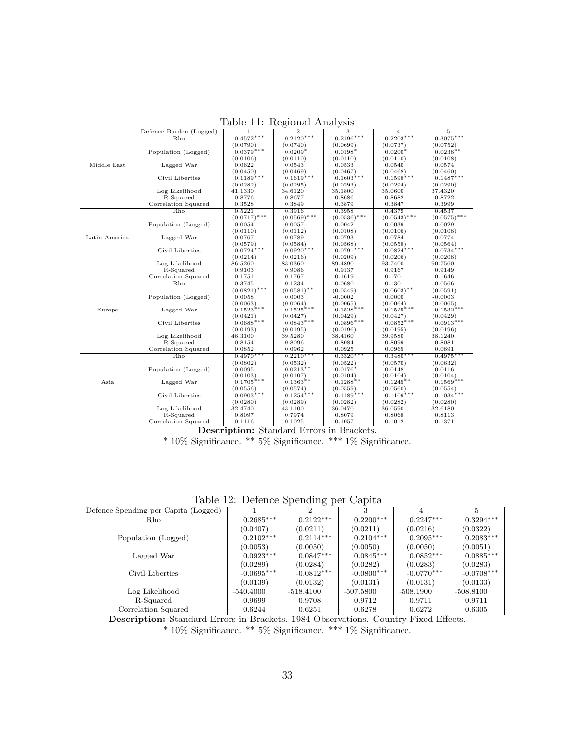Table 11: Regional Analysis

| | Defence Burden (Logged) | 1 | 2 | 3 | 4 | 5 |
|---|---|---|---|---|---|---|
| | Rho | 0.4572*** | 0.2120*** | 0.2196*** | 0.2203*** | 0.3075*** |
| | | (0.0790) | (0.0740) | (0.0699) | (0.0737) | (0.0752) |
| | Population (Logged) | 0.0379*** | 0.0209* | 0.0198* | 0.0200* | 0.0238** |
| | | (0.0106) | (0.0110) | (0.0110) | (0.0110) | (0.0108) |
| Middle East | Lagged War | 0.0622 | 0.0543 | 0.0533 | 0.0540 | 0.0574 |
| | | (0.0450) | (0.0469) | (0.0467) | (0.0468) | (0.0460) |
| | Civil Liberties | 0.1189*** | 0.1619*** | 0.1603*** | 0.1598*** | 0.1487*** |
| | | (0.0282) | (0.0295) | (0.0293) | (0.0294) | (0.0290) |
| | Log Likelihood | 41.1330 | 34.6120 | 35.1800 | 35.0600 | 37.4320 |
| | R-Squared | 0.8776 | 0.8677 | 0.8686 | 0.8682 | 0.8722 |
| | Correlation Squared | 0.3528 | 0.3849 | 0.3879 | 0.3847 | 0.3999 |
| | Rho | 0.5221 | 0.3916 | 0.3958 | 0.4379 | 0.4537 |
| | | (0.0717)*** | (0.0569)*** | (0.0536)*** | (0.0543)*** | (0.0575)*** |
| | Population (Logged) | -0.0054 | -0.0057 | -0.0042 | -0.0039 | -0.0029 |
| | | (0.0110) | (0.0112) | (0.0108) | (0.0106) | (0.0108) |
| Latin America | Lagged War | 0.0767 | 0.0789 | 0.0793 | 0.0784 | 0.0774 |
| | | (0.0579) | (0.0584) | (0.0568) | (0.0558) | (0.0564) |
| | Civil Liberties | 0.0724*** | 0.0920*** | 0.0791*** | 0.0824*** | 0.0734*** |
| | | (0.0214) | (0.0216) | (0.0209) | (0.0206) | (0.0208) |
| | Log Likelihood | 86.5260 | 83.0360 | 89.4890 | 93.7400 | 90.7560 |
| | R-Squared | 0.9103 | 0.9086 | 0.9137 | 0.9167 | 0.9149 |
| | Correlation Squared | 0.1751 | 0.1767 | 0.1619 | 0.1701 | 0.1646 |
| | Rho | 0.3745 | 0.1234 | 0.0680 | 0.1301 | 0.0566 |
| | | (0.0821)*** | (0.0581)** | (0.0549) | (0.0603)** | (0.0591) |
| | Population (Logged) | 0.0058 | 0.0003 | -0.0002 | 0.0000 | -0.0003 |
| | | (0.0063) | (0.0064) | (0.0065) | (0.0064) | (0.0065) |
| Europe | Lagged War | 0.1523*** | 0.1525*** | 0.1528*** | 0.1529*** | 0.1532*** |
| | | (0.0421) | (0.0427) | (0.0429) | (0.0427) | (0.0429) |
| | Civil Liberties | 0.0688*** | 0.0843*** | 0.0896*** | 0.0852*** | 0.0913*** |
| | | (0.0193) | (0.0195) | (0.0196) | (0.0195) | (0.0196) |
| | Log Likelihood | 46.3100 | 39.5280 | 38.4160 | 39.9580 | 38.1240 |
| | R-Squared | 0.8154 | 0.8096 | 0.8084 | 0.8099 | 0.8081 |
| | Correlation Squared | 0.0852 | 0.0962 | 0.0925 | 0.0965 | 0.0891 |
| | Rho | 0.4970*** | 0.2210*** | 0.3320*** | 0.3480*** | 0.4975*** |
| | | (0.0802) | (0.0532) | (0.0522) | (0.0570) | (0.0632) |
| | Population (Logged) | -0.0095 | -0.0213** | -0.0176* | -0.0148 | -0.0116 |
| | | (0.0103) | (0.0107) | (0.0104) | (0.0104) | (0.0104) |
| Asia | Lagged War | 0.1705*** | 0.1363** | 0.1288** | 0.1245** | 0.1569*** |
| | | (0.0556) | (0.0574) | (0.0559) | (0.0560) | (0.0554) |
| | Civil Liberties | 0.0903*** | 0.1254*** | 0.1189*** | 0.1109*** | 0.1034*** |
| | | (0.0280) | (0.0289) | (0.0282) | (0.0282) | (0.0280) |
| | Log Likelihood | -32.4740 | -43.1100 | -36.0470 | -36.0590 | -32.6180 |
| | R-Squared | 0.8097 | 0.7974 | 0.8079 | 0.8068 | 0.8113 |
| | Correlation Squared | 0.1116 | 0.1025 | 0.1057 | 0.1012 | 0.1371 |

**Description:** Standard Errors in Brackets.

\* 10% Significance. ** 5% Significance. *** 1% Significance.

Table 12: Defence Spending per Capita

| Defence Spending per Capita (Logged) | 1 | 2 | 3 | 4 | 5 |
|---|---|---|---|---|---|
| Rho | 0.2685*** | 0.2122*** | 0.2200*** | 0.2247*** | 0.3294*** |
| | (0.0407) | (0.0211) | (0.0211) | (0.0216) | (0.0322) |
| Population (Logged) | 0.2102*** | 0.2114*** | 0.2104*** | 0.2095*** | 0.2083*** |
| | (0.0053) | (0.0050) | (0.0050) | (0.0050) | (0.0051) |
| Lagged War | 0.0923*** | 0.0847*** | 0.0845*** | 0.0852*** | 0.0885*** |
| | (0.0289) | (0.0284) | (0.0282) | (0.0283) | (0.0283) |
| Civil Liberties | -0.0695*** | -0.0812*** | -0.0800*** | -0.0770*** | -0.0708*** |
| | (0.0139) | (0.0132) | (0.0131) | (0.0131) | (0.0133) |
| Log Likelihood | -540.4000 | -518.4100 | -507.5800 | -508.1900 | -508.8100 |
| R-Squared | 0.9699 | 0.9708 | 0.9712 | 0.9711 | 0.9711 |
| Correlation Squared | 0.6244 | 0.6251 | 0.6278 | 0.6272 | 0.6305 |

**Description:** Standard Errors in Brackets. 1984 Observations. Country Fixed Effects.

\* 10% Significance. ** 5% Significance. *** 1% Significance.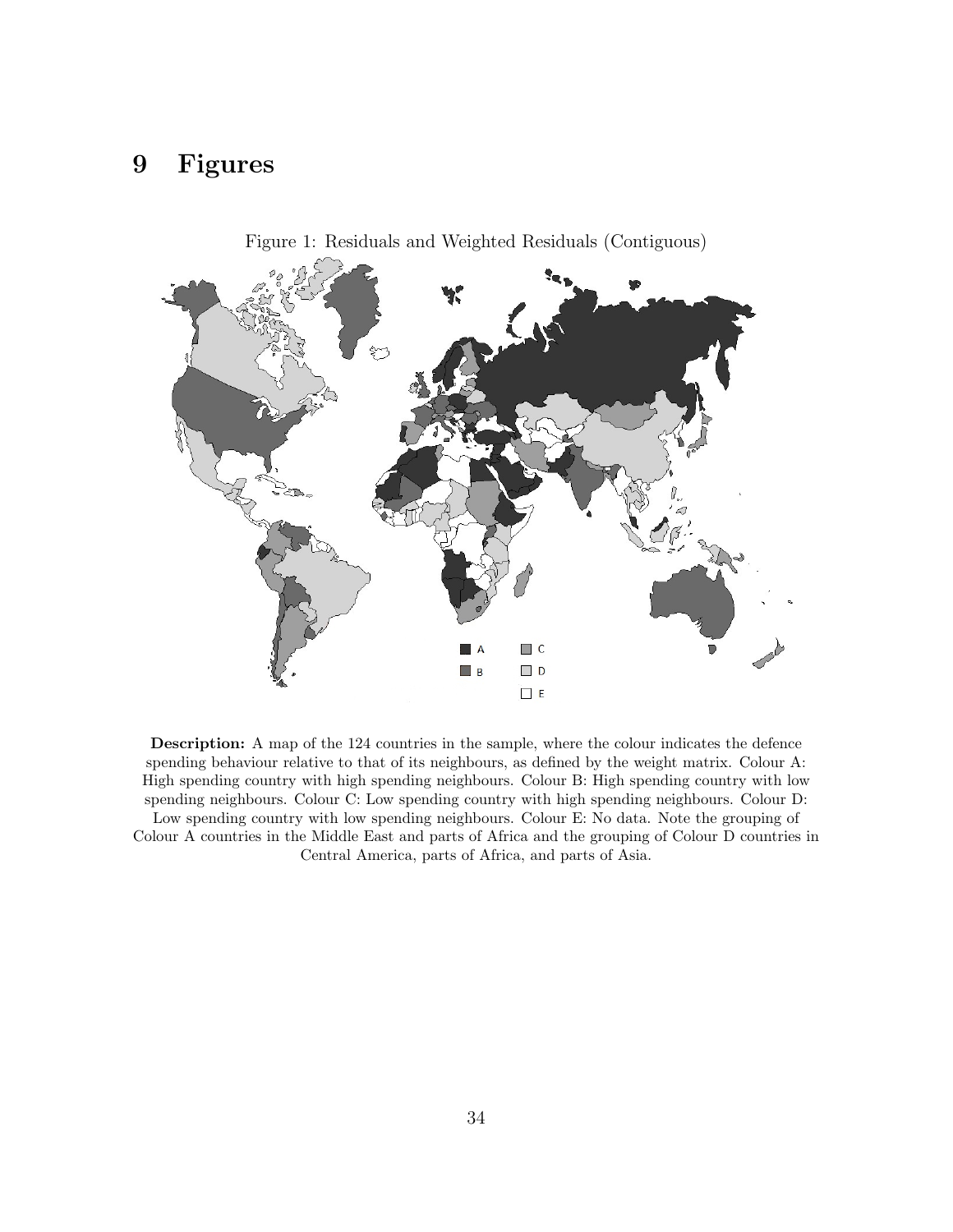# 9 Figures

Figure 1: Residuals and Weighted Residuals (Contiguous)

**Description:** A map of the 124 countries in the sample, where the colour indicates the defence spending behaviour relative to that of its neighbours, as defined by the weight matrix. Colour A: High spending country with high spending neighbours. Colour B: High spending country with low spending neighbours. Colour C: Low spending country with high spending neighbours. Colour D: Low spending country with low spending neighbours. Colour E: No data. Note the grouping of Colour A countries in the Middle East and parts of Africa and the grouping of Colour D countries in Central America, parts of Africa, and parts of Asia.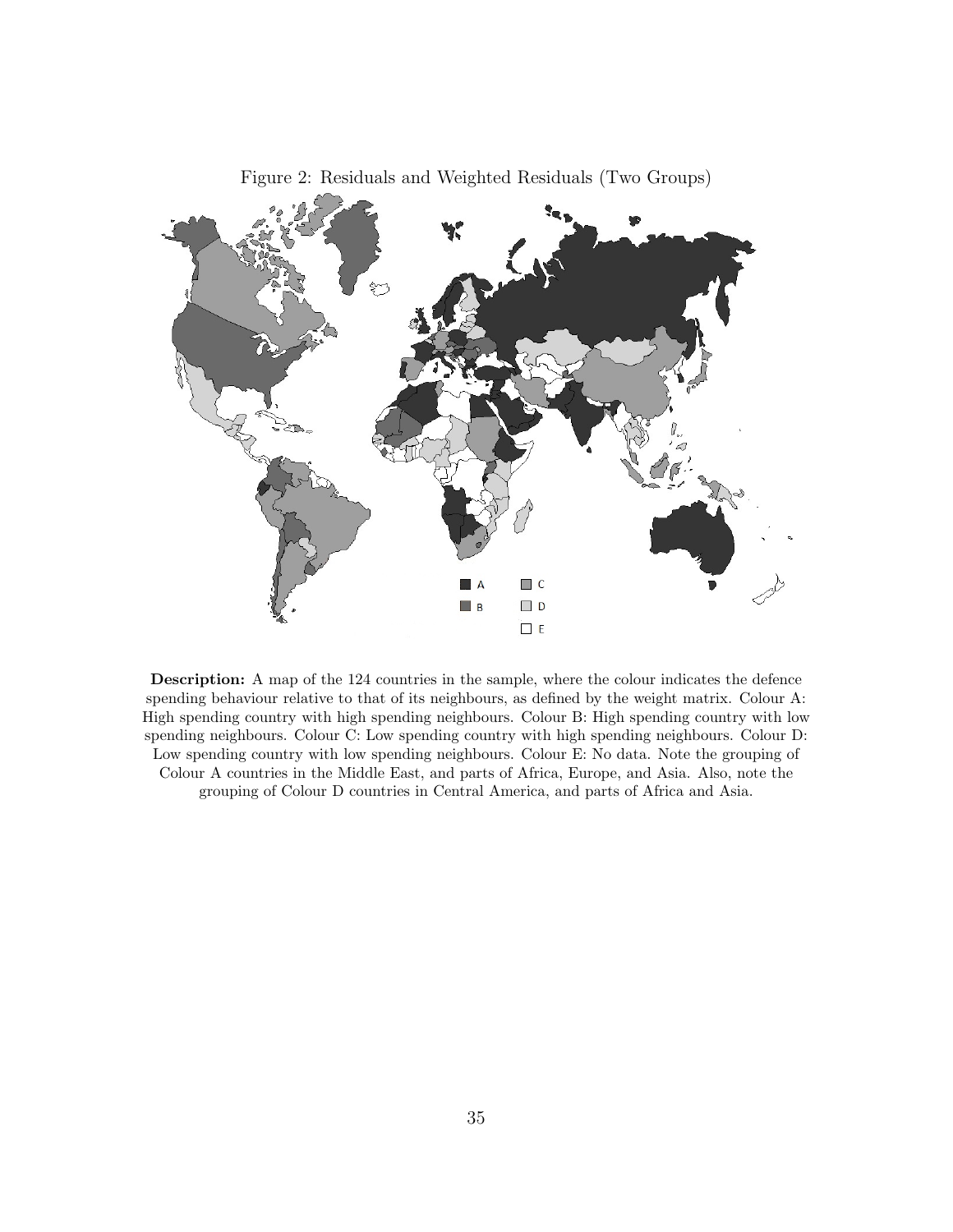Figure 2: Residuals and Weighted Residuals (Two Groups)

A

B

C

D

E

**Description:** A map of the 124 countries in the sample, where the colour indicates the defence spending behaviour relative to that of its neighbours, as defined by the weight matrix. Colour A: High spending country with high spending neighbours. Colour B: High spending country with low spending neighbours. Colour C: Low spending country with high spending neighbours. Colour D: Low spending country with low spending neighbours. Colour E: No data. Note the grouping of Colour A countries in the Middle East, and parts of Africa, Europe, and Asia. Also, note the grouping of Colour D countries in Central America, and parts of Africa and Asia.